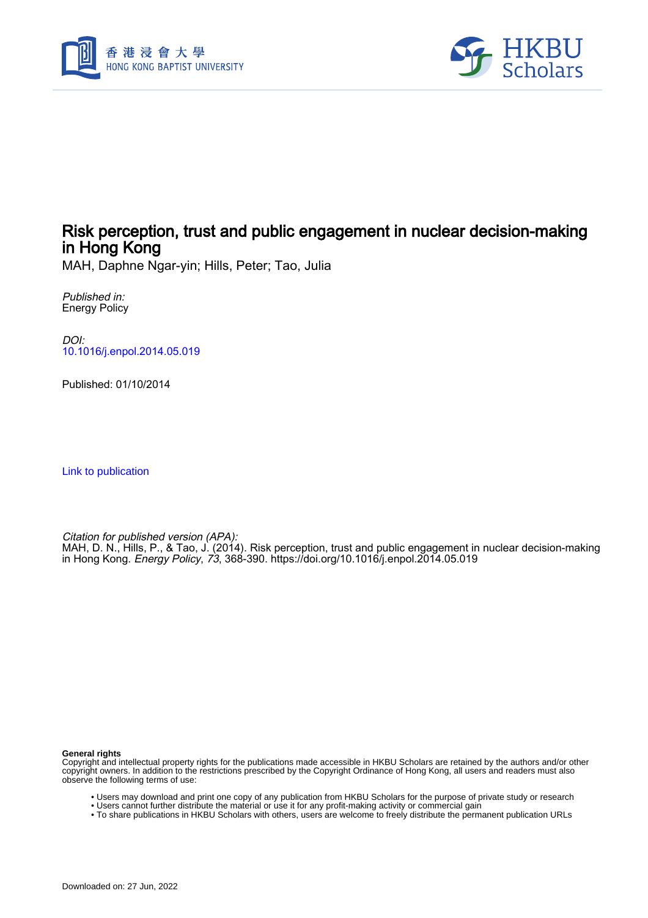# Risk perception, trust and public engagement in nuclear decision-making in Hong Kong

MAH, Daphne Ngar-yin; Hills, Peter; Tao, Julia

*Published in:*
Energy Policy

*DOI:*
10.1016/j.enpol.2014.05.019

Published: 01/10/2014

Link to publication

*Citation for published version (APA):*
MAH, D. N., Hills, P., & Tao, J. (2014). Risk perception, trust and public engagement in nuclear decision-making in Hong Kong. *Energy Policy*, *73*, 368-390. https://doi.org/10.1016/j.enpol.2014.05.019

**General rights**
Copyright and intellectual property rights for the publications made accessible in HKBU Scholars are retained by the authors and/or other copyright owners. In addition to the restrictions prescribed by the Copyright Ordinance of Hong Kong, all users and readers must also observe the following terms of use:

- Users may download and print one copy of any publication from HKBU Scholars for the purpose of private study or research
- Users cannot further distribute the material or use it for any profit-making activity or commercial gain
- To share publications in HKBU Scholars with others, users are welcome to freely distribute the permanent publication URLs

Downloaded on: 27 Jun, 2022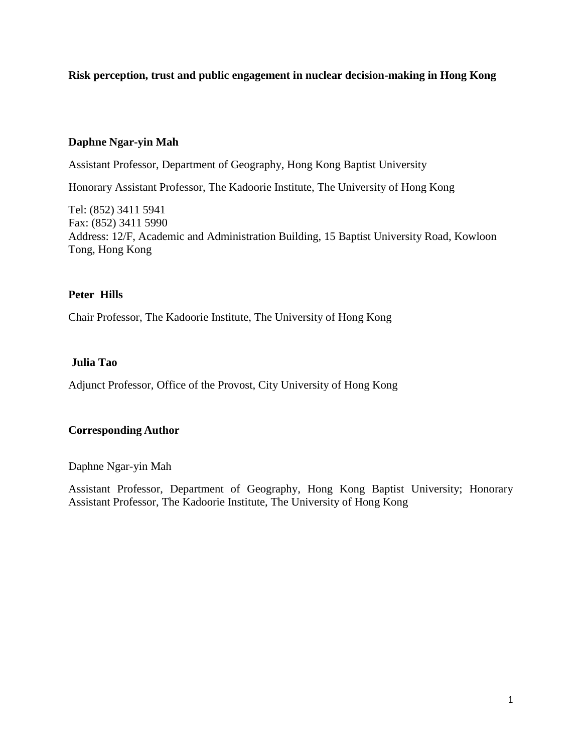**Risk perception, trust and public engagement in nuclear decision-making in Hong Kong**

**Daphne Ngar-yin Mah**

Assistant Professor, Department of Geography, Hong Kong Baptist University

Honorary Assistant Professor, The Kadoorie Institute, The University of Hong Kong

Tel: (852) 3411 5941
Fax: (852) 3411 5990
Address: 12/F, Academic and Administration Building, 15 Baptist University Road, Kowloon Tong, Hong Kong

**Peter Hills**

Chair Professor, The Kadoorie Institute, The University of Hong Kong

**Julia Tao**

Adjunct Professor, Office of the Provost, City University of Hong Kong

**Corresponding Author**

Daphne Ngar-yin Mah

Assistant Professor, Department of Geography, Hong Kong Baptist University; Honorary Assistant Professor, The Kadoorie Institute, The University of Hong Kong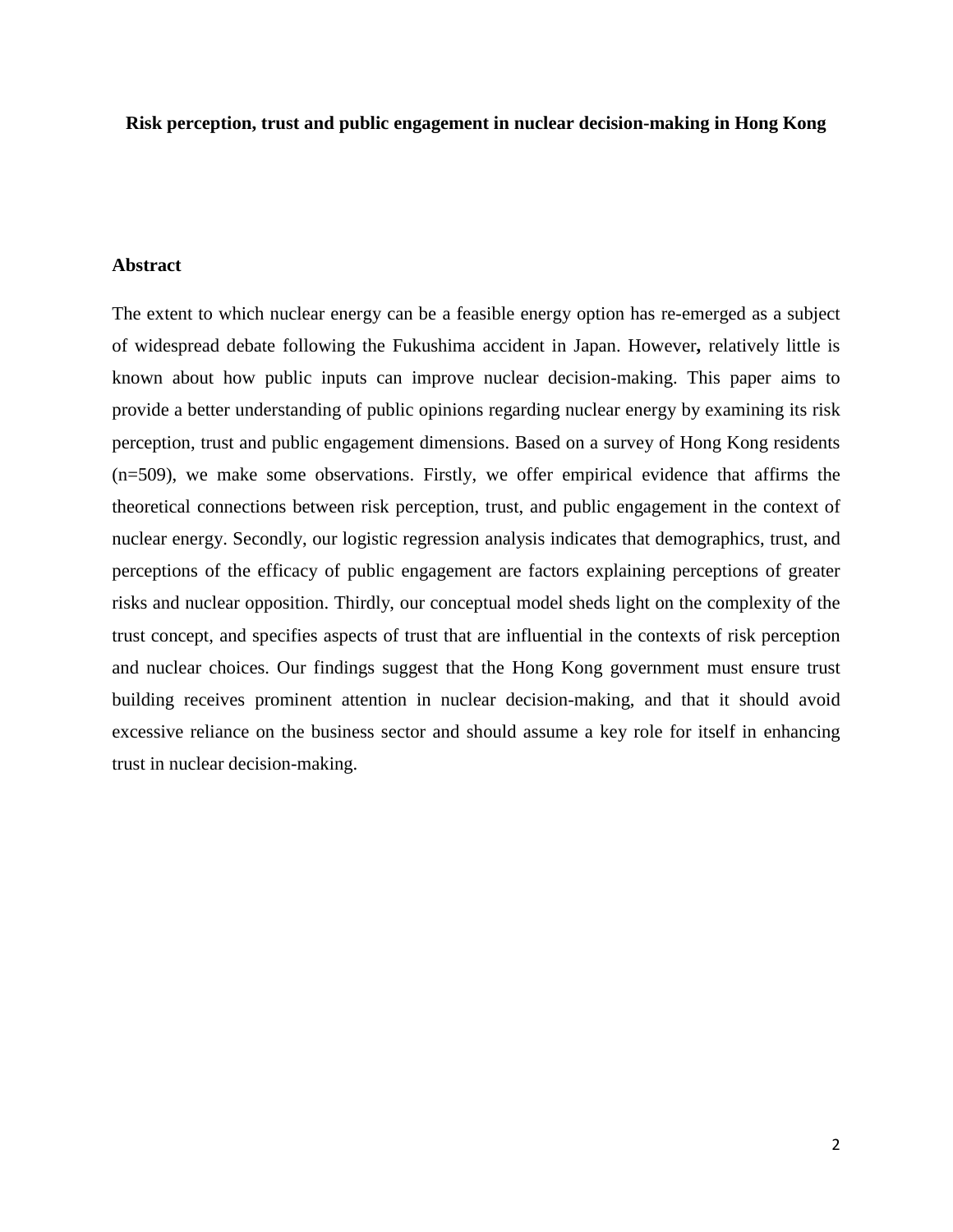**Risk perception, trust and public engagement in nuclear decision-making in Hong Kong**

## Abstract

The extent to which nuclear energy can be a feasible energy option has re-emerged as a subject of widespread debate following the Fukushima accident in Japan. However**,** relatively little is known about how public inputs can improve nuclear decision-making. This paper aims to provide a better understanding of public opinions regarding nuclear energy by examining its risk perception, trust and public engagement dimensions. Based on a survey of Hong Kong residents (n=509), we make some observations. Firstly, we offer empirical evidence that affirms the theoretical connections between risk perception, trust, and public engagement in the context of nuclear energy. Secondly, our logistic regression analysis indicates that demographics, trust, and perceptions of the efficacy of public engagement are factors explaining perceptions of greater risks and nuclear opposition. Thirdly, our conceptual model sheds light on the complexity of the trust concept, and specifies aspects of trust that are influential in the contexts of risk perception and nuclear choices. Our findings suggest that the Hong Kong government must ensure trust building receives prominent attention in nuclear decision-making, and that it should avoid excessive reliance on the business sector and should assume a key role for itself in enhancing trust in nuclear decision-making.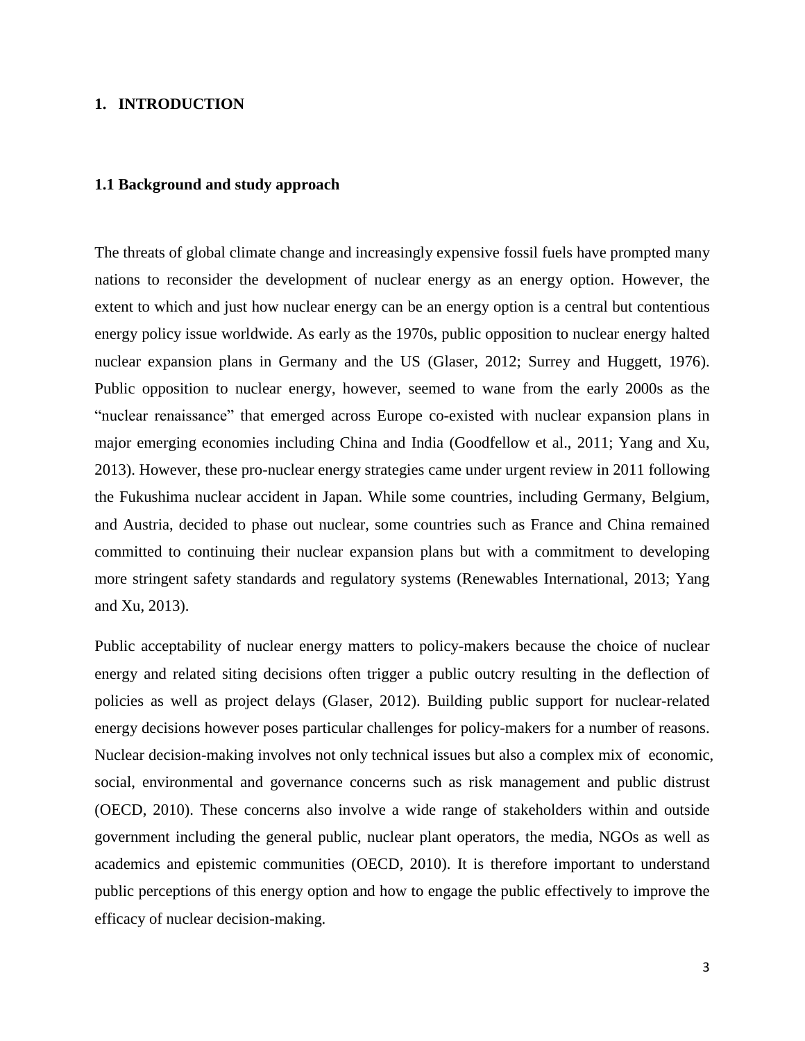# 1. INTRODUCTION

## 1.1 Background and study approach

The threats of global climate change and increasingly expensive fossil fuels have prompted many nations to reconsider the development of nuclear energy as an energy option. However, the extent to which and just how nuclear energy can be an energy option is a central but contentious energy policy issue worldwide. As early as the 1970s, public opposition to nuclear energy halted nuclear expansion plans in Germany and the US (Glaser, 2012; Surrey and Huggett, 1976). Public opposition to nuclear energy, however, seemed to wane from the early 2000s as the "nuclear renaissance" that emerged across Europe co-existed with nuclear expansion plans in major emerging economies including China and India (Goodfellow et al., 2011; Yang and Xu, 2013). However, these pro-nuclear energy strategies came under urgent review in 2011 following the Fukushima nuclear accident in Japan. While some countries, including Germany, Belgium, and Austria, decided to phase out nuclear, some countries such as France and China remained committed to continuing their nuclear expansion plans but with a commitment to developing more stringent safety standards and regulatory systems (Renewables International, 2013; Yang and Xu, 2013).

Public acceptability of nuclear energy matters to policy-makers because the choice of nuclear energy and related siting decisions often trigger a public outcry resulting in the deflection of policies as well as project delays (Glaser, 2012). Building public support for nuclear-related energy decisions however poses particular challenges for policy-makers for a number of reasons. Nuclear decision-making involves not only technical issues but also a complex mix of economic, social, environmental and governance concerns such as risk management and public distrust (OECD, 2010). These concerns also involve a wide range of stakeholders within and outside government including the general public, nuclear plant operators, the media, NGOs as well as academics and epistemic communities (OECD, 2010). It is therefore important to understand public perceptions of this energy option and how to engage the public effectively to improve the efficacy of nuclear decision-making.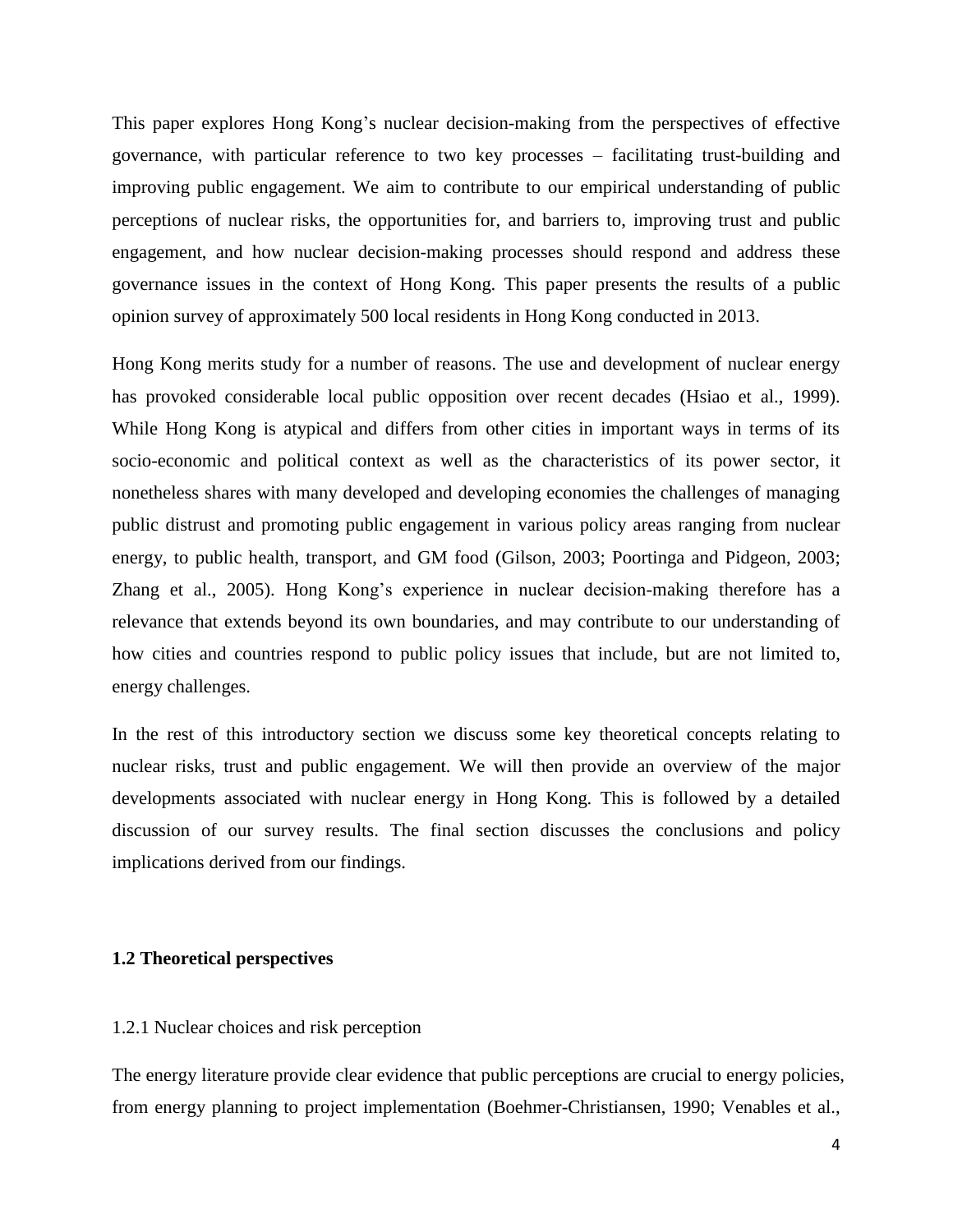This paper explores Hong Kong's nuclear decision-making from the perspectives of effective governance, with particular reference to two key processes – facilitating trust-building and improving public engagement. We aim to contribute to our empirical understanding of public perceptions of nuclear risks, the opportunities for, and barriers to, improving trust and public engagement, and how nuclear decision-making processes should respond and address these governance issues in the context of Hong Kong. This paper presents the results of a public opinion survey of approximately 500 local residents in Hong Kong conducted in 2013.

Hong Kong merits study for a number of reasons. The use and development of nuclear energy has provoked considerable local public opposition over recent decades (Hsiao et al., 1999). While Hong Kong is atypical and differs from other cities in important ways in terms of its socio-economic and political context as well as the characteristics of its power sector, it nonetheless shares with many developed and developing economies the challenges of managing public distrust and promoting public engagement in various policy areas ranging from nuclear energy, to public health, transport, and GM food (Gilson, 2003; Poortinga and Pidgeon, 2003; Zhang et al., 2005). Hong Kong's experience in nuclear decision-making therefore has a relevance that extends beyond its own boundaries, and may contribute to our understanding of how cities and countries respond to public policy issues that include, but are not limited to, energy challenges.

In the rest of this introductory section we discuss some key theoretical concepts relating to nuclear risks, trust and public engagement. We will then provide an overview of the major developments associated with nuclear energy in Hong Kong. This is followed by a detailed discussion of our survey results. The final section discusses the conclusions and policy implications derived from our findings.

## 1.2 Theoretical perspectives

### 1.2.1 Nuclear choices and risk perception

The energy literature provide clear evidence that public perceptions are crucial to energy policies, from energy planning to project implementation (Boehmer-Christiansen, 1990; Venables et al.,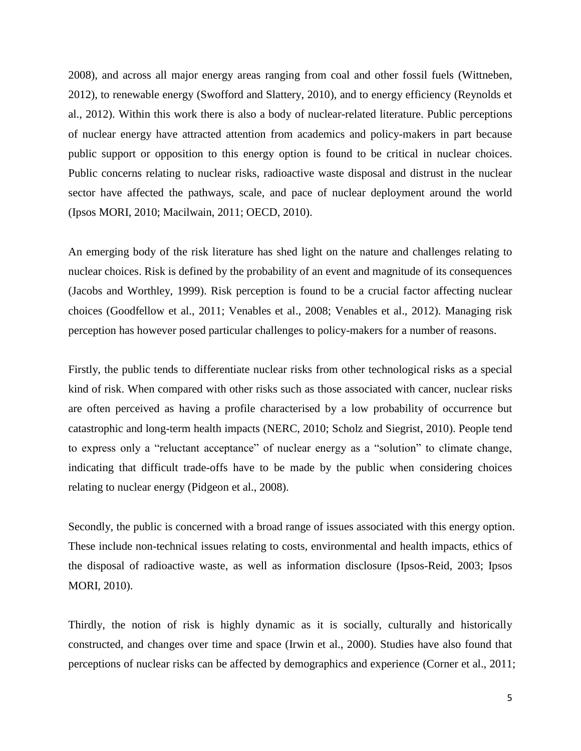2008), and across all major energy areas ranging from coal and other fossil fuels (Wittneben, 2012), to renewable energy (Swofford and Slattery, 2010), and to energy efficiency (Reynolds et al., 2012). Within this work there is also a body of nuclear-related literature. Public perceptions of nuclear energy have attracted attention from academics and policy-makers in part because public support or opposition to this energy option is found to be critical in nuclear choices. Public concerns relating to nuclear risks, radioactive waste disposal and distrust in the nuclear sector have affected the pathways, scale, and pace of nuclear deployment around the world (Ipsos MORI, 2010; Macilwain, 2011; OECD, 2010).

An emerging body of the risk literature has shed light on the nature and challenges relating to nuclear choices. Risk is defined by the probability of an event and magnitude of its consequences (Jacobs and Worthley, 1999). Risk perception is found to be a crucial factor affecting nuclear choices (Goodfellow et al., 2011; Venables et al., 2008; Venables et al., 2012). Managing risk perception has however posed particular challenges to policy-makers for a number of reasons.

Firstly, the public tends to differentiate nuclear risks from other technological risks as a special kind of risk. When compared with other risks such as those associated with cancer, nuclear risks are often perceived as having a profile characterised by a low probability of occurrence but catastrophic and long-term health impacts (NERC, 2010; Scholz and Siegrist, 2010). People tend to express only a "reluctant acceptance" of nuclear energy as a "solution" to climate change, indicating that difficult trade-offs have to be made by the public when considering choices relating to nuclear energy (Pidgeon et al., 2008).

Secondly, the public is concerned with a broad range of issues associated with this energy option. These include non-technical issues relating to costs, environmental and health impacts, ethics of the disposal of radioactive waste, as well as information disclosure (Ipsos-Reid, 2003; Ipsos MORI, 2010).

Thirdly, the notion of risk is highly dynamic as it is socially, culturally and historically constructed, and changes over time and space (Irwin et al., 2000). Studies have also found that perceptions of nuclear risks can be affected by demographics and experience (Corner et al., 2011;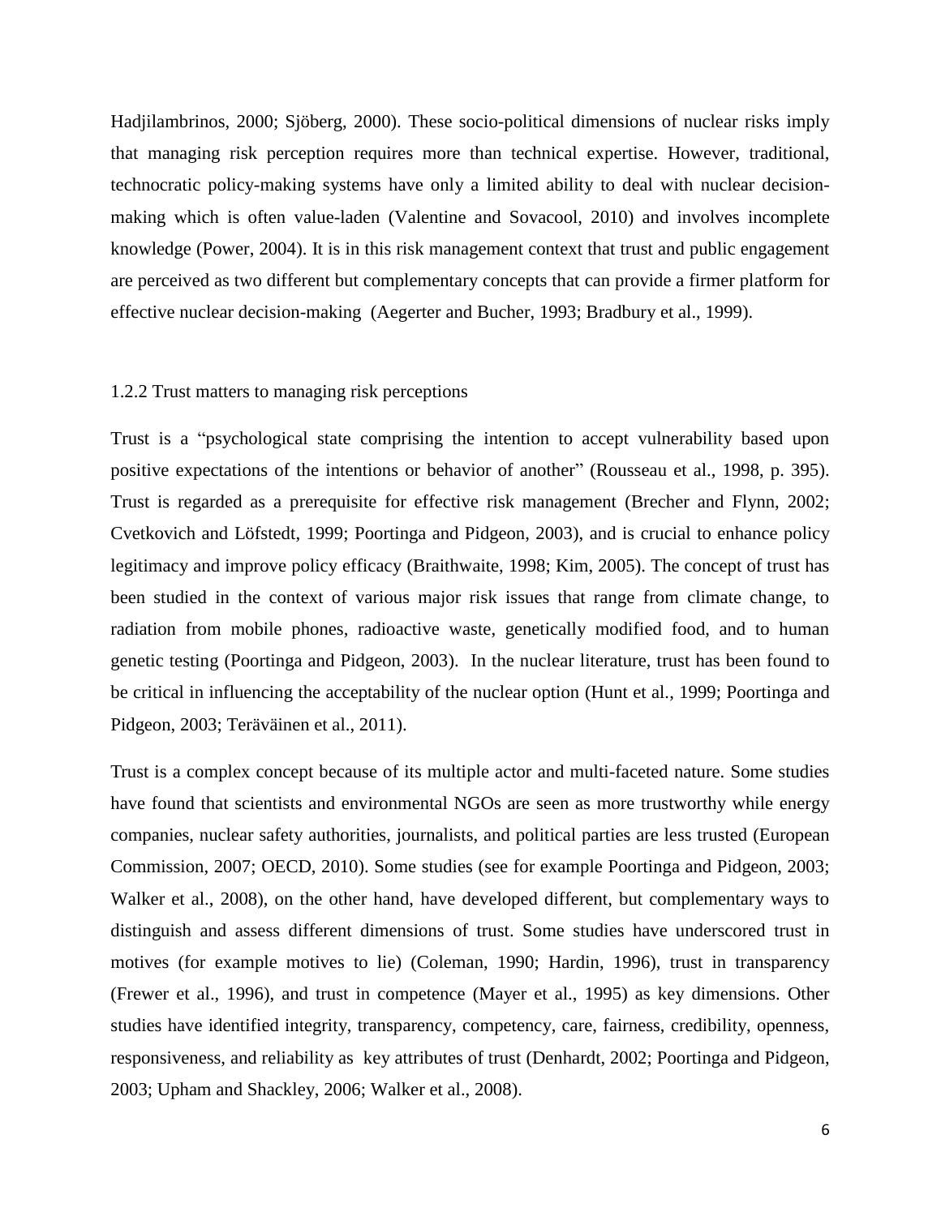Hadjilambrinos, 2000; Sjöberg, 2000). These socio-political dimensions of nuclear risks imply that managing risk perception requires more than technical expertise. However, traditional, technocratic policy-making systems have only a limited ability to deal with nuclear decision-making which is often value-laden (Valentine and Sovacool, 2010) and involves incomplete knowledge (Power, 2004). It is in this risk management context that trust and public engagement are perceived as two different but complementary concepts that can provide a firmer platform for effective nuclear decision-making (Aegerter and Bucher, 1993; Bradbury et al., 1999).

### 1.2.2 Trust matters to managing risk perceptions

Trust is a "psychological state comprising the intention to accept vulnerability based upon positive expectations of the intentions or behavior of another" (Rousseau et al., 1998, p. 395). Trust is regarded as a prerequisite for effective risk management (Brecher and Flynn, 2002; Cvetkovich and Löfstedt, 1999; Poortinga and Pidgeon, 2003), and is crucial to enhance policy legitimacy and improve policy efficacy (Braithwaite, 1998; Kim, 2005). The concept of trust has been studied in the context of various major risk issues that range from climate change, to radiation from mobile phones, radioactive waste, genetically modified food, and to human genetic testing (Poortinga and Pidgeon, 2003). In the nuclear literature, trust has been found to be critical in influencing the acceptability of the nuclear option (Hunt et al., 1999; Poortinga and Pidgeon, 2003; Teräväinen et al., 2011).

Trust is a complex concept because of its multiple actor and multi-faceted nature. Some studies have found that scientists and environmental NGOs are seen as more trustworthy while energy companies, nuclear safety authorities, journalists, and political parties are less trusted (European Commission, 2007; OECD, 2010). Some studies (see for example Poortinga and Pidgeon, 2003; Walker et al., 2008), on the other hand, have developed different, but complementary ways to distinguish and assess different dimensions of trust. Some studies have underscored trust in motives (for example motives to lie) (Coleman, 1990; Hardin, 1996), trust in transparency (Frewer et al., 1996), and trust in competence (Mayer et al., 1995) as key dimensions. Other studies have identified integrity, transparency, competency, care, fairness, credibility, openness, responsiveness, and reliability as key attributes of trust (Denhardt, 2002; Poortinga and Pidgeon, 2003; Upham and Shackley, 2006; Walker et al., 2008).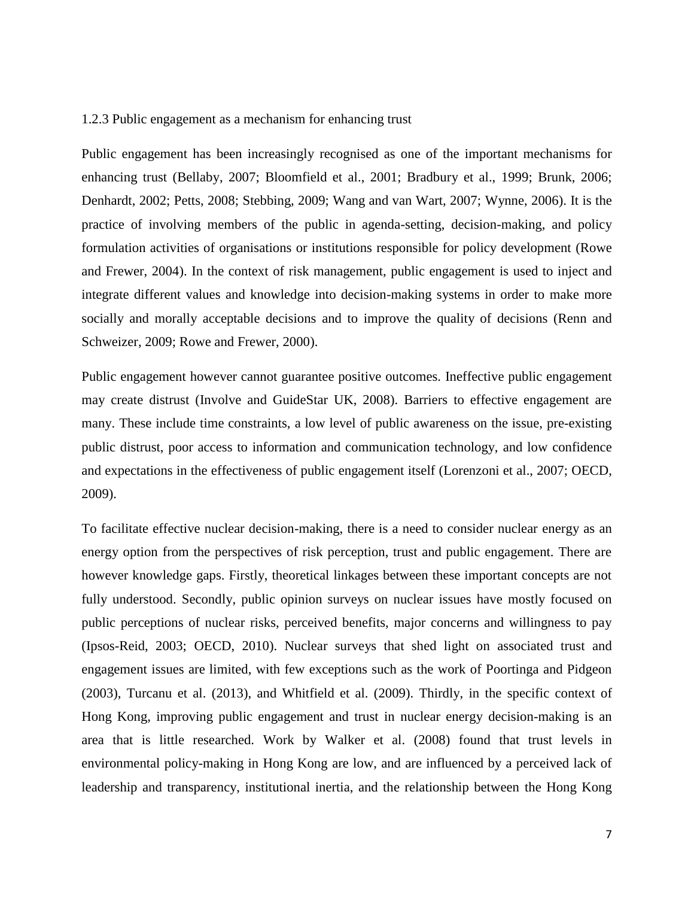### 1.2.3 Public engagement as a mechanism for enhancing trust

Public engagement has been increasingly recognised as one of the important mechanisms for enhancing trust (Bellaby, 2007; Bloomfield et al., 2001; Bradbury et al., 1999; Brunk, 2006; Denhardt, 2002; Petts, 2008; Stebbing, 2009; Wang and van Wart, 2007; Wynne, 2006). It is the practice of involving members of the public in agenda-setting, decision-making, and policy formulation activities of organisations or institutions responsible for policy development (Rowe and Frewer, 2004). In the context of risk management, public engagement is used to inject and integrate different values and knowledge into decision-making systems in order to make more socially and morally acceptable decisions and to improve the quality of decisions (Renn and Schweizer, 2009; Rowe and Frewer, 2000).

Public engagement however cannot guarantee positive outcomes. Ineffective public engagement may create distrust (Involve and GuideStar UK, 2008). Barriers to effective engagement are many. These include time constraints, a low level of public awareness on the issue, pre-existing public distrust, poor access to information and communication technology, and low confidence and expectations in the effectiveness of public engagement itself (Lorenzoni et al., 2007; OECD, 2009).

To facilitate effective nuclear decision-making, there is a need to consider nuclear energy as an energy option from the perspectives of risk perception, trust and public engagement. There are however knowledge gaps. Firstly, theoretical linkages between these important concepts are not fully understood. Secondly, public opinion surveys on nuclear issues have mostly focused on public perceptions of nuclear risks, perceived benefits, major concerns and willingness to pay (Ipsos-Reid, 2003; OECD, 2010). Nuclear surveys that shed light on associated trust and engagement issues are limited, with few exceptions such as the work of Poortinga and Pidgeon (2003), Turcanu et al. (2013), and Whitfield et al. (2009). Thirdly, in the specific context of Hong Kong, improving public engagement and trust in nuclear energy decision-making is an area that is little researched. Work by Walker et al. (2008) found that trust levels in environmental policy-making in Hong Kong are low, and are influenced by a perceived lack of leadership and transparency, institutional inertia, and the relationship between the Hong Kong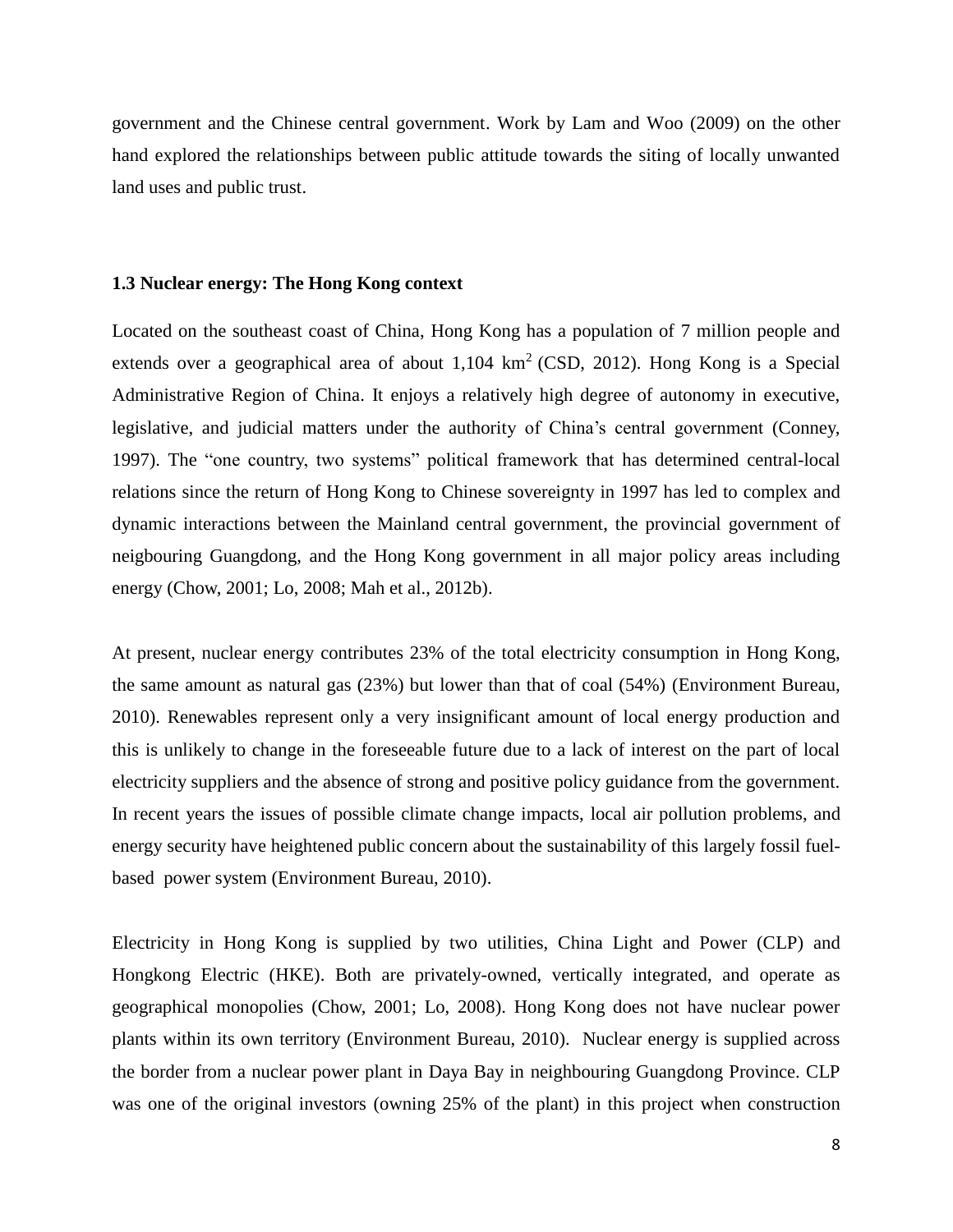government and the Chinese central government. Work by Lam and Woo (2009) on the other hand explored the relationships between public attitude towards the siting of locally unwanted land uses and public trust.

### 1.3 Nuclear energy: The Hong Kong context

Located on the southeast coast of China, Hong Kong has a population of 7 million people and extends over a geographical area of about 1,104 $km^2$ (CSD, 2012). Hong Kong is a Special Administrative Region of China. It enjoys a relatively high degree of autonomy in executive, legislative, and judicial matters under the authority of China's central government (Conney, 1997). The "one country, two systems" political framework that has determined central-local relations since the return of Hong Kong to Chinese sovereignty in 1997 has led to complex and dynamic interactions between the Mainland central government, the provincial government of neigbouring Guangdong, and the Hong Kong government in all major policy areas including energy (Chow, 2001; Lo, 2008; Mah et al., 2012b).

At present, nuclear energy contributes 23% of the total electricity consumption in Hong Kong, the same amount as natural gas (23%) but lower than that of coal (54%) (Environment Bureau, 2010). Renewables represent only a very insignificant amount of local energy production and this is unlikely to change in the foreseeable future due to a lack of interest on the part of local electricity suppliers and the absence of strong and positive policy guidance from the government. In recent years the issues of possible climate change impacts, local air pollution problems, and energy security have heightened public concern about the sustainability of this largely fossil fuel-based power system (Environment Bureau, 2010).

Electricity in Hong Kong is supplied by two utilities, China Light and Power (CLP) and Hongkong Electric (HKE). Both are privately-owned, vertically integrated, and operate as geographical monopolies (Chow, 2001; Lo, 2008). Hong Kong does not have nuclear power plants within its own territory (Environment Bureau, 2010). Nuclear energy is supplied across the border from a nuclear power plant in Daya Bay in neighbouring Guangdong Province. CLP was one of the original investors (owning 25% of the plant) in this project when construction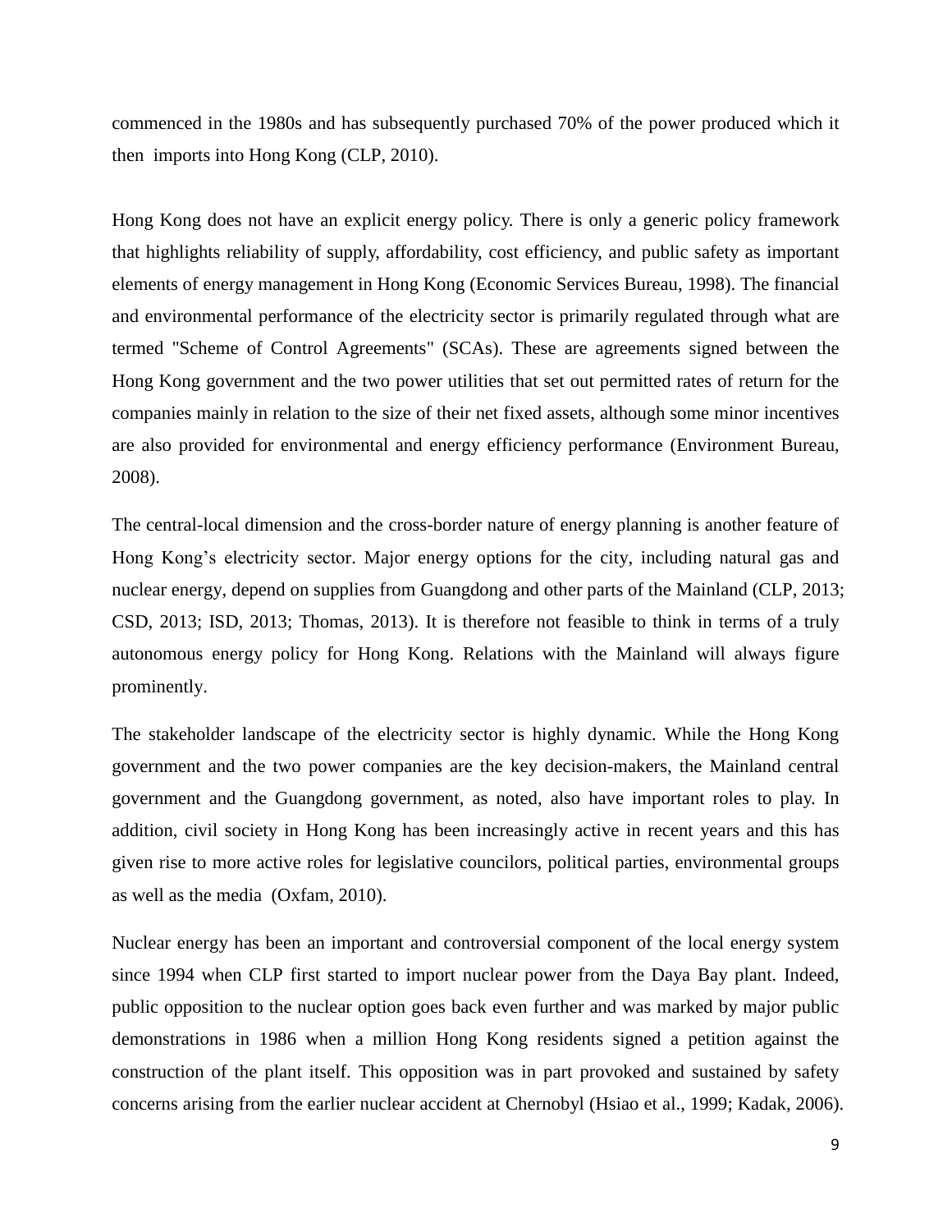commenced in the 1980s and has subsequently purchased 70% of the power produced which it then imports into Hong Kong (CLP, 2010).

Hong Kong does not have an explicit energy policy. There is only a generic policy framework that highlights reliability of supply, affordability, cost efficiency, and public safety as important elements of energy management in Hong Kong (Economic Services Bureau, 1998). The financial and environmental performance of the electricity sector is primarily regulated through what are termed "Scheme of Control Agreements" (SCAs). These are agreements signed between the Hong Kong government and the two power utilities that set out permitted rates of return for the companies mainly in relation to the size of their net fixed assets, although some minor incentives are also provided for environmental and energy efficiency performance (Environment Bureau, 2008).

The central-local dimension and the cross-border nature of energy planning is another feature of Hong Kong's electricity sector. Major energy options for the city, including natural gas and nuclear energy, depend on supplies from Guangdong and other parts of the Mainland (CLP, 2013; CSD, 2013; ISD, 2013; Thomas, 2013). It is therefore not feasible to think in terms of a truly autonomous energy policy for Hong Kong. Relations with the Mainland will always figure prominently.

The stakeholder landscape of the electricity sector is highly dynamic. While the Hong Kong government and the two power companies are the key decision-makers, the Mainland central government and the Guangdong government, as noted, also have important roles to play. In addition, civil society in Hong Kong has been increasingly active in recent years and this has given rise to more active roles for legislative councilors, political parties, environmental groups as well as the media (Oxfam, 2010).

Nuclear energy has been an important and controversial component of the local energy system since 1994 when CLP first started to import nuclear power from the Daya Bay plant. Indeed, public opposition to the nuclear option goes back even further and was marked by major public demonstrations in 1986 when a million Hong Kong residents signed a petition against the construction of the plant itself. This opposition was in part provoked and sustained by safety concerns arising from the earlier nuclear accident at Chernobyl (Hsiao et al., 1999; Kadak, 2006).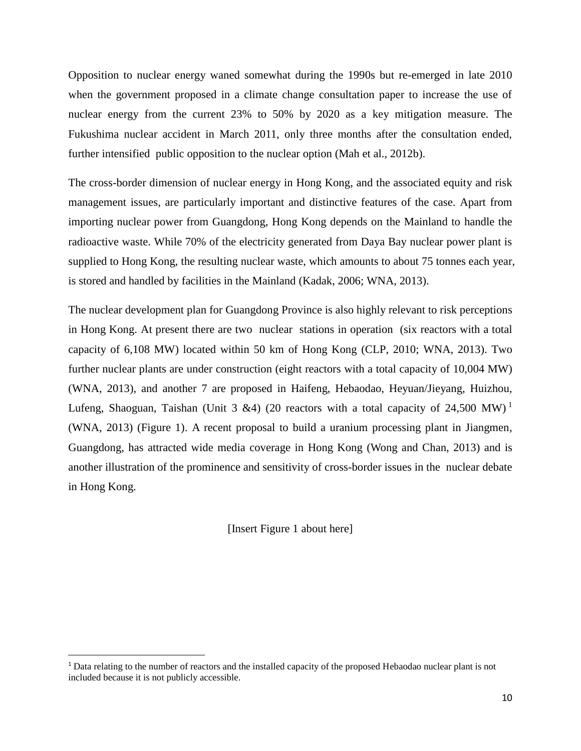Opposition to nuclear energy waned somewhat during the 1990s but re-emerged in late 2010 when the government proposed in a climate change consultation paper to increase the use of nuclear energy from the current 23% to 50% by 2020 as a key mitigation measure. The Fukushima nuclear accident in March 2011, only three months after the consultation ended, further intensified public opposition to the nuclear option (Mah et al., 2012b).

The cross-border dimension of nuclear energy in Hong Kong, and the associated equity and risk management issues, are particularly important and distinctive features of the case. Apart from importing nuclear power from Guangdong, Hong Kong depends on the Mainland to handle the radioactive waste. While 70% of the electricity generated from Daya Bay nuclear power plant is supplied to Hong Kong, the resulting nuclear waste, which amounts to about 75 tonnes each year, is stored and handled by facilities in the Mainland (Kadak, 2006; WNA, 2013).

The nuclear development plan for Guangdong Province is also highly relevant to risk perceptions in Hong Kong. At present there are two nuclear stations in operation (six reactors with a total capacity of 6,108 MW) located within 50 km of Hong Kong (CLP, 2010; WNA, 2013). Two further nuclear plants are under construction (eight reactors with a total capacity of 10,004 MW) (WNA, 2013), and another 7 are proposed in Haifeng, Hebaodao, Heyuan/Jieyang, Huizhou, Lufeng, Shaoguan, Taishan (Unit 3 &4) (20 reactors with a total capacity of 24,500 MW)[1] (WNA, 2013) (Figure 1). A recent proposal to build a uranium processing plant in Jiangmen, Guangdong, has attracted wide media coverage in Hong Kong (Wong and Chan, 2013) and is another illustration of the prominence and sensitivity of cross-border issues in the nuclear debate in Hong Kong.

[Insert Figure 1 about here]

---

[1] Data relating to the number of reactors and the installed capacity of the proposed Hebaodao nuclear plant is not included because it is not publicly accessible.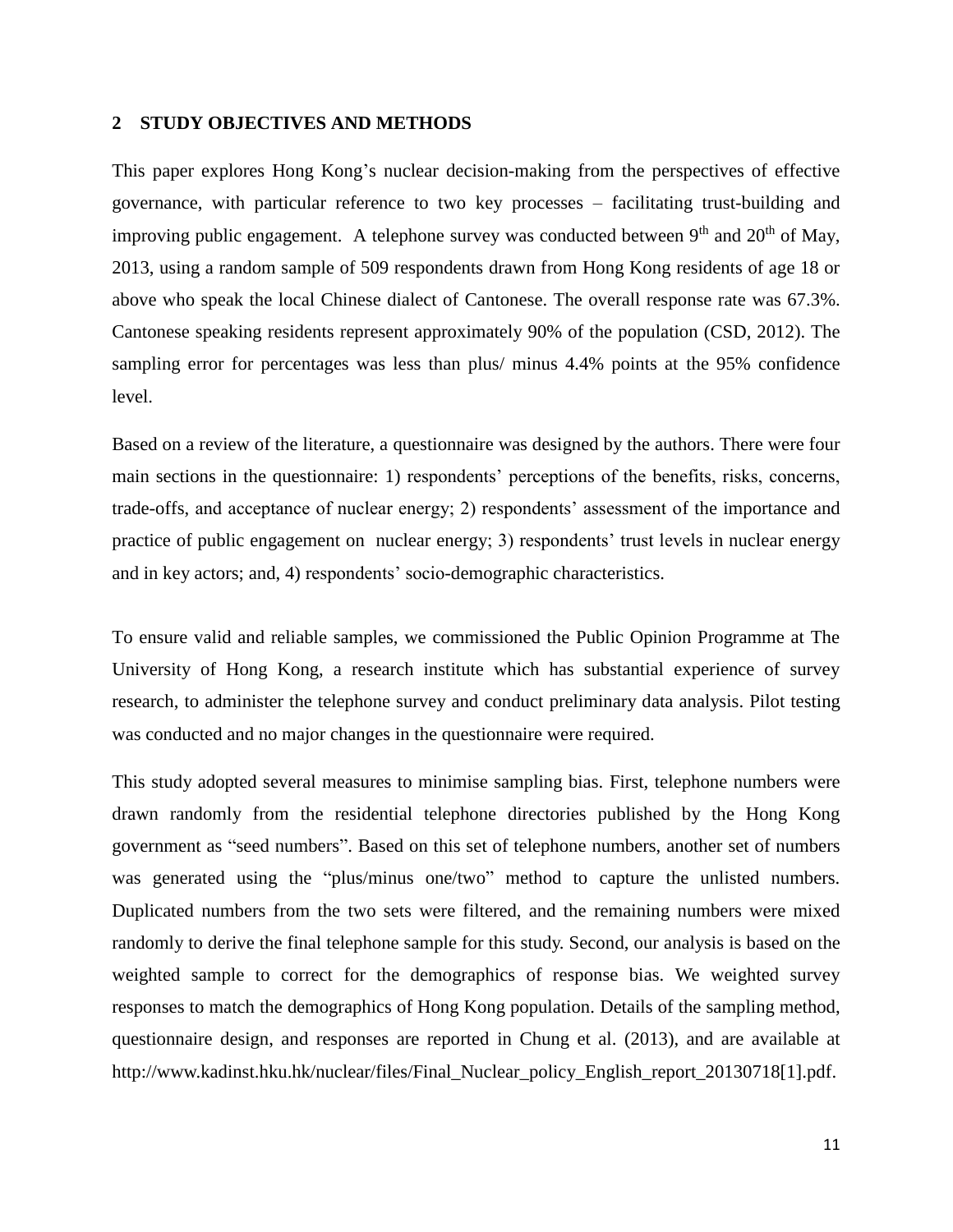## 2 STUDY OBJECTIVES AND METHODS

This paper explores Hong Kong's nuclear decision-making from the perspectives of effective governance, with particular reference to two key processes – facilitating trust-building and improving public engagement. A telephone survey was conducted between $9^{th}$ and $20^{th}$ of May, 2013, using a random sample of 509 respondents drawn from Hong Kong residents of age 18 or above who speak the local Chinese dialect of Cantonese. The overall response rate was 67.3%. Cantonese speaking residents represent approximately 90% of the population (CSD, 2012). The sampling error for percentages was less than plus/ minus 4.4% points at the 95% confidence level.

Based on a review of the literature, a questionnaire was designed by the authors. There were four main sections in the questionnaire: 1) respondents' perceptions of the benefits, risks, concerns, trade-offs, and acceptance of nuclear energy; 2) respondents' assessment of the importance and practice of public engagement on nuclear energy; 3) respondents' trust levels in nuclear energy and in key actors; and, 4) respondents' socio-demographic characteristics.

To ensure valid and reliable samples, we commissioned the Public Opinion Programme at The University of Hong Kong, a research institute which has substantial experience of survey research, to administer the telephone survey and conduct preliminary data analysis. Pilot testing was conducted and no major changes in the questionnaire were required.

This study adopted several measures to minimise sampling bias. First, telephone numbers were drawn randomly from the residential telephone directories published by the Hong Kong government as "seed numbers". Based on this set of telephone numbers, another set of numbers was generated using the "plus/minus one/two" method to capture the unlisted numbers. Duplicated numbers from the two sets were filtered, and the remaining numbers were mixed randomly to derive the final telephone sample for this study. Second, our analysis is based on the weighted sample to correct for the demographics of response bias. We weighted survey responses to match the demographics of Hong Kong population. Details of the sampling method, questionnaire design, and responses are reported in Chung et al. (2013), and are available at http://www.kadinst.hku.hk/nuclear/files/Final_Nuclear_policy_English_report_20130718[1].pdf.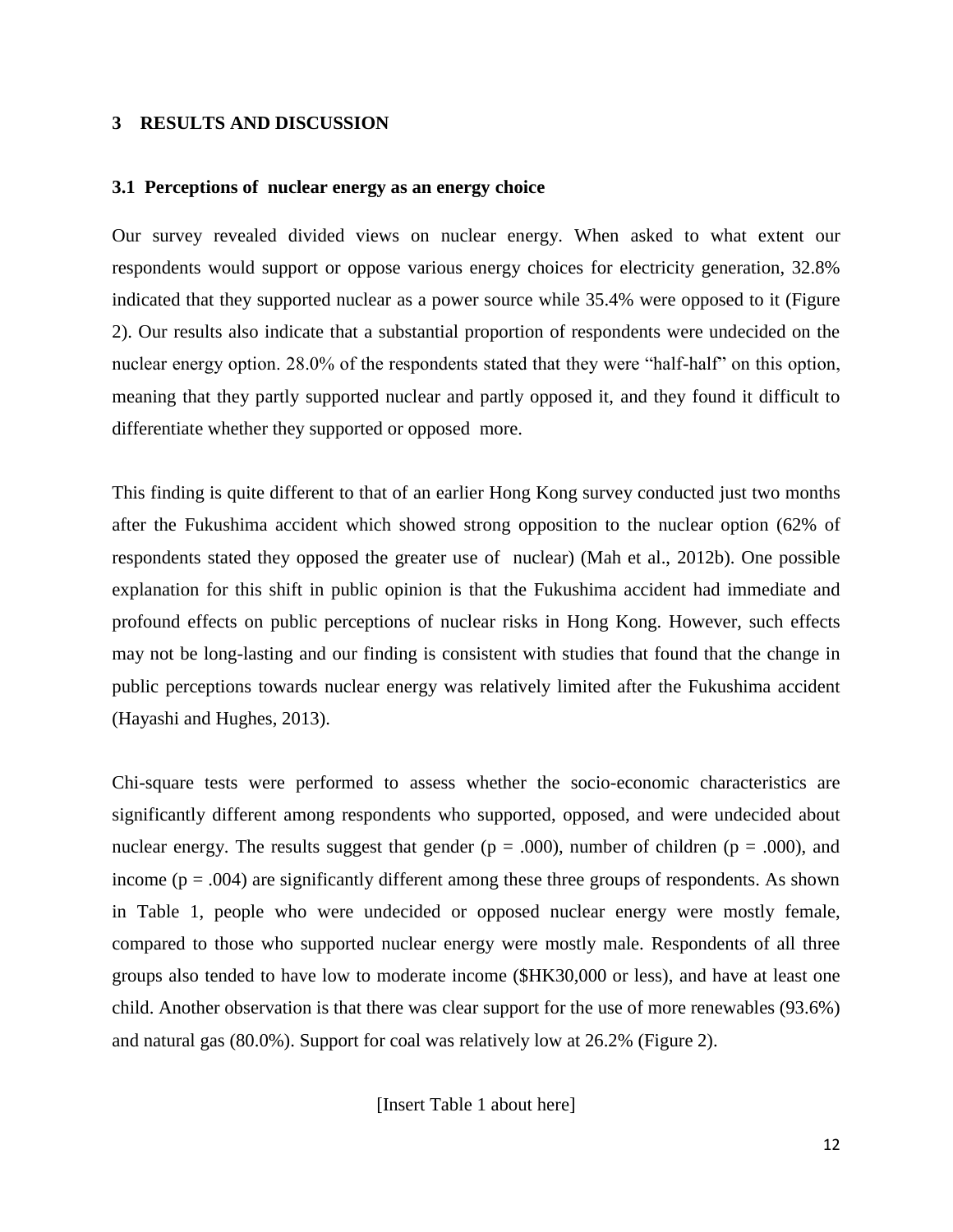## 3 RESULTS AND DISCUSSION

### 3.1 Perceptions of nuclear energy as an energy choice

Our survey revealed divided views on nuclear energy. When asked to what extent our respondents would support or oppose various energy choices for electricity generation, 32.8% indicated that they supported nuclear as a power source while 35.4% were opposed to it (Figure 2). Our results also indicate that a substantial proportion of respondents were undecided on the nuclear energy option. 28.0% of the respondents stated that they were "half-half" on this option, meaning that they partly supported nuclear and partly opposed it, and they found it difficult to differentiate whether they supported or opposed more.

This finding is quite different to that of an earlier Hong Kong survey conducted just two months after the Fukushima accident which showed strong opposition to the nuclear option (62% of respondents stated they opposed the greater use of nuclear) (Mah et al., 2012b). One possible explanation for this shift in public opinion is that the Fukushima accident had immediate and profound effects on public perceptions of nuclear risks in Hong Kong. However, such effects may not be long-lasting and our finding is consistent with studies that found that the change in public perceptions towards nuclear energy was relatively limited after the Fukushima accident (Hayashi and Hughes, 2013).

Chi-square tests were performed to assess whether the socio-economic characteristics are significantly different among respondents who supported, opposed, and were undecided about nuclear energy. The results suggest that gender ($p = .000$), number of children ($p = .000$), and income ($p = .004$) are significantly different among these three groups of respondents. As shown in Table 1, people who were undecided or opposed nuclear energy were mostly female, compared to those who supported nuclear energy were mostly male. Respondents of all three groups also tended to have low to moderate income ($HK30,000 or less), and have at least one child. Another observation is that there was clear support for the use of more renewables (93.6%) and natural gas (80.0%). Support for coal was relatively low at 26.2% (Figure 2).

[Insert Table 1 about here]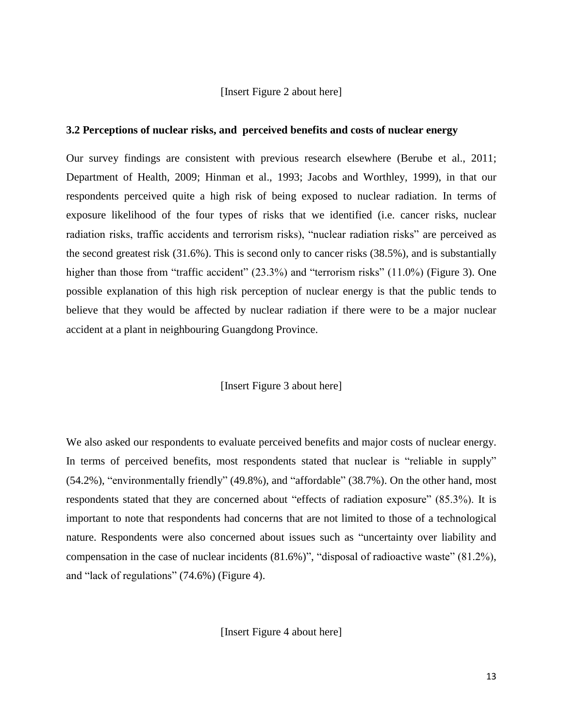[Insert Figure 2 about here]

### 3.2 Perceptions of nuclear risks, and perceived benefits and costs of nuclear energy

Our survey findings are consistent with previous research elsewhere (Berube et al., 2011; Department of Health, 2009; Hinman et al., 1993; Jacobs and Worthley, 1999), in that our respondents perceived quite a high risk of being exposed to nuclear radiation. In terms of exposure likelihood of the four types of risks that we identified (i.e. cancer risks, nuclear radiation risks, traffic accidents and terrorism risks), "nuclear radiation risks" are perceived as the second greatest risk (31.6%). This is second only to cancer risks (38.5%), and is substantially higher than those from "traffic accident" (23.3%) and "terrorism risks" (11.0%) (Figure 3). One possible explanation of this high risk perception of nuclear energy is that the public tends to believe that they would be affected by nuclear radiation if there were to be a major nuclear accident at a plant in neighbouring Guangdong Province.

[Insert Figure 3 about here]

We also asked our respondents to evaluate perceived benefits and major costs of nuclear energy. In terms of perceived benefits, most respondents stated that nuclear is "reliable in supply" (54.2%), "environmentally friendly" (49.8%), and "affordable" (38.7%). On the other hand, most respondents stated that they are concerned about "effects of radiation exposure" (85.3%). It is important to note that respondents had concerns that are not limited to those of a technological nature. Respondents were also concerned about issues such as "uncertainty over liability and compensation in the case of nuclear incidents (81.6%)", "disposal of radioactive waste" (81.2%), and "lack of regulations" (74.6%) (Figure 4).

[Insert Figure 4 about here]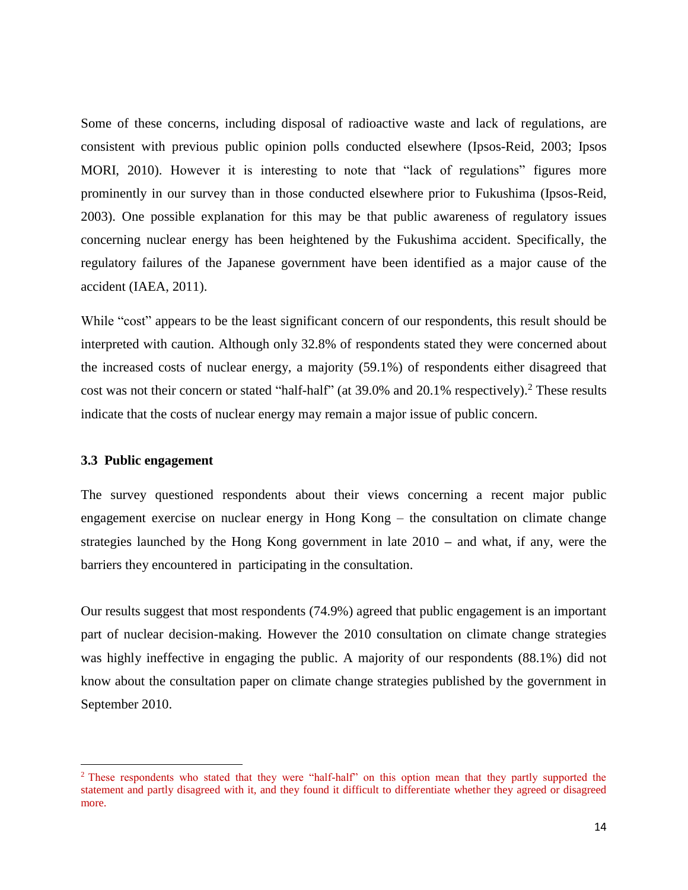Some of these concerns, including disposal of radioactive waste and lack of regulations, are consistent with previous public opinion polls conducted elsewhere (Ipsos-Reid, 2003; Ipsos MORI, 2010). However it is interesting to note that "lack of regulations" figures more prominently in our survey than in those conducted elsewhere prior to Fukushima (Ipsos-Reid, 2003). One possible explanation for this may be that public awareness of regulatory issues concerning nuclear energy has been heightened by the Fukushima accident. Specifically, the regulatory failures of the Japanese government have been identified as a major cause of the accident (IAEA, 2011).

While "cost" appears to be the least significant concern of our respondents, this result should be interpreted with caution. Although only 32.8% of respondents stated they were concerned about the increased costs of nuclear energy, a majority (59.1%) of respondents either disagreed that cost was not their concern or stated "half-half" (at 39.0% and 20.1% respectively).[2] These results indicate that the costs of nuclear energy may remain a major issue of public concern.

### 3.3 Public engagement

The survey questioned respondents about their views concerning a recent major public engagement exercise on nuclear energy in Hong Kong – the consultation on climate change strategies launched by the Hong Kong government in late 2010 – and what, if any, were the barriers they encountered in participating in the consultation.

Our results suggest that most respondents (74.9%) agreed that public engagement is an important part of nuclear decision-making. However the 2010 consultation on climate change strategies was highly ineffective in engaging the public. A majority of our respondents (88.1%) did not know about the consultation paper on climate change strategies published by the government in September 2010.

---

[2] These respondents who stated that they were "half-half" on this option mean that they partly supported the statement and partly disagreed with it, and they found it difficult to differentiate whether they agreed or disagreed more.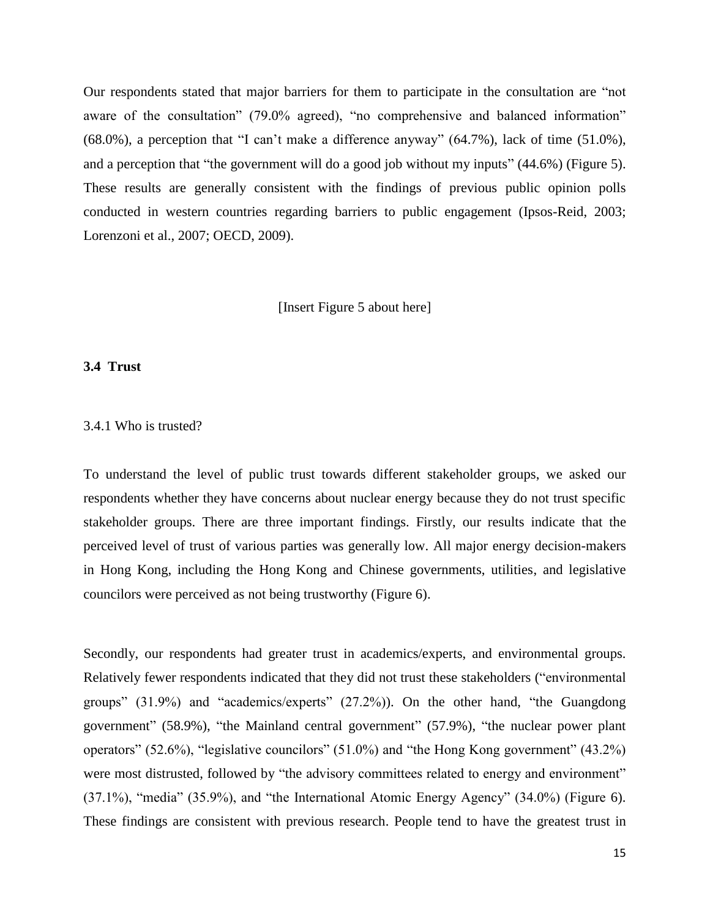Our respondents stated that major barriers for them to participate in the consultation are "not aware of the consultation" (79.0% agreed), "no comprehensive and balanced information" (68.0%), a perception that "I can't make a difference anyway" (64.7%), lack of time (51.0%), and a perception that "the government will do a good job without my inputs" (44.6%) (Figure 5). These results are generally consistent with the findings of previous public opinion polls conducted in western countries regarding barriers to public engagement (Ipsos-Reid, 2003; Lorenzoni et al., 2007; OECD, 2009).

[Insert Figure 5 about here]

### 3.4 Trust

#### 3.4.1 Who is trusted?

To understand the level of public trust towards different stakeholder groups, we asked our respondents whether they have concerns about nuclear energy because they do not trust specific stakeholder groups. There are three important findings. Firstly, our results indicate that the perceived level of trust of various parties was generally low. All major energy decision-makers in Hong Kong, including the Hong Kong and Chinese governments, utilities, and legislative councilors were perceived as not being trustworthy (Figure 6).

Secondly, our respondents had greater trust in academics/experts, and environmental groups. Relatively fewer respondents indicated that they did not trust these stakeholders ("environmental groups" (31.9%) and "academics/experts" (27.2%)). On the other hand, "the Guangdong government" (58.9%), "the Mainland central government" (57.9%), "the nuclear power plant operators" (52.6%), "legislative councilors" (51.0%) and "the Hong Kong government" (43.2%) were most distrusted, followed by "the advisory committees related to energy and environment" (37.1%), "media" (35.9%), and "the International Atomic Energy Agency" (34.0%) (Figure 6). These findings are consistent with previous research. People tend to have the greatest trust in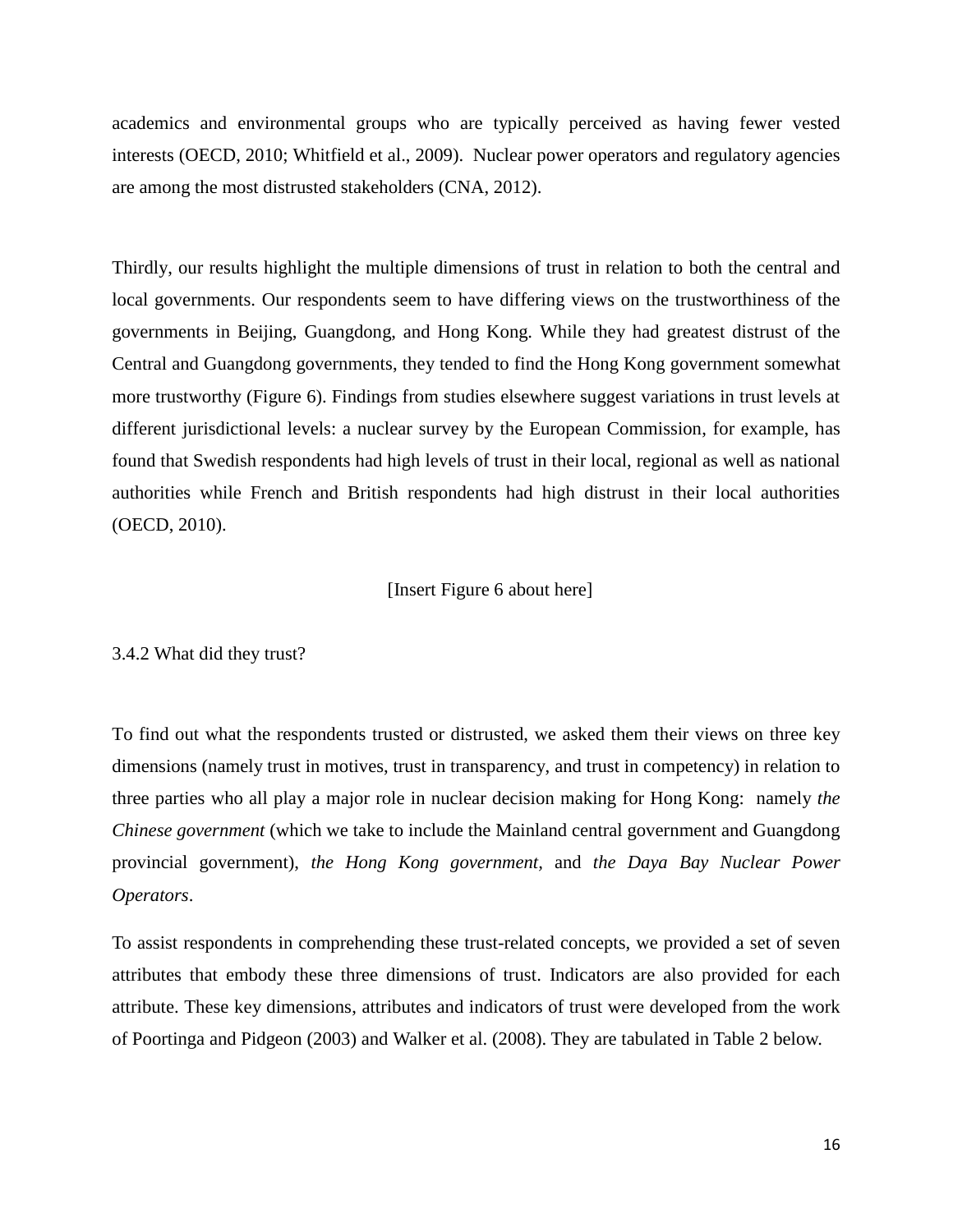academics and environmental groups who are typically perceived as having fewer vested interests (OECD, 2010; Whitfield et al., 2009). Nuclear power operators and regulatory agencies are among the most distrusted stakeholders (CNA, 2012).

Thirdly, our results highlight the multiple dimensions of trust in relation to both the central and local governments. Our respondents seem to have differing views on the trustworthiness of the governments in Beijing, Guangdong, and Hong Kong. While they had greatest distrust of the Central and Guangdong governments, they tended to find the Hong Kong government somewhat more trustworthy (Figure 6). Findings from studies elsewhere suggest variations in trust levels at different jurisdictional levels: a nuclear survey by the European Commission, for example, has found that Swedish respondents had high levels of trust in their local, regional as well as national authorities while French and British respondents had high distrust in their local authorities (OECD, 2010).

[Insert Figure 6 about here]

### 3.4.2 What did they trust?

To find out what the respondents trusted or distrusted, we asked them their views on three key dimensions (namely trust in motives, trust in transparency, and trust in competency) in relation to three parties who all play a major role in nuclear decision making for Hong Kong: namely *the Chinese government* (which we take to include the Mainland central government and Guangdong provincial government), *the Hong Kong government*, and *the Daya Bay Nuclear Power Operators*.

To assist respondents in comprehending these trust-related concepts, we provided a set of seven attributes that embody these three dimensions of trust. Indicators are also provided for each attribute. These key dimensions, attributes and indicators of trust were developed from the work of Poortinga and Pidgeon (2003) and Walker et al. (2008). They are tabulated in Table 2 below.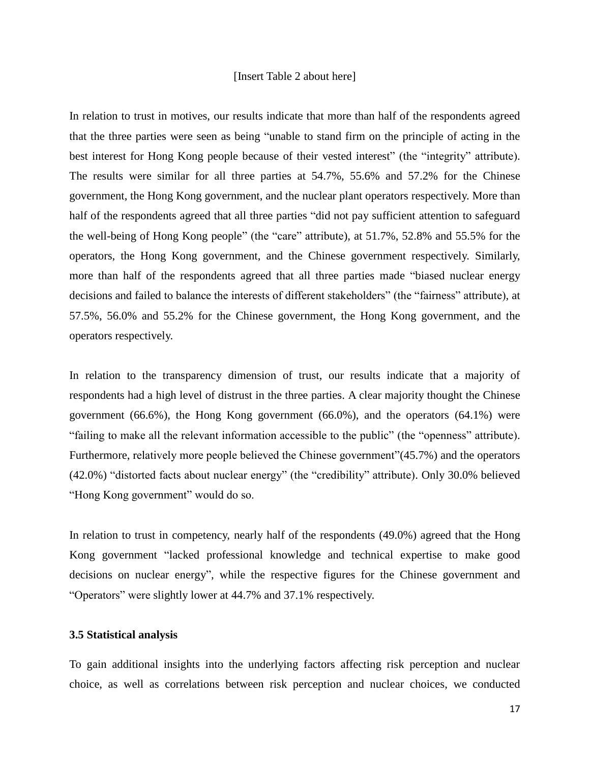[Insert Table 2 about here]

In relation to trust in motives, our results indicate that more than half of the respondents agreed that the three parties were seen as being "unable to stand firm on the principle of acting in the best interest for Hong Kong people because of their vested interest" (the "integrity" attribute). The results were similar for all three parties at 54.7%, 55.6% and 57.2% for the Chinese government, the Hong Kong government, and the nuclear plant operators respectively. More than half of the respondents agreed that all three parties "did not pay sufficient attention to safeguard the well-being of Hong Kong people" (the "care" attribute), at 51.7%, 52.8% and 55.5% for the operators, the Hong Kong government, and the Chinese government respectively. Similarly, more than half of the respondents agreed that all three parties made "biased nuclear energy decisions and failed to balance the interests of different stakeholders" (the "fairness" attribute), at 57.5%, 56.0% and 55.2% for the Chinese government, the Hong Kong government, and the operators respectively.

In relation to the transparency dimension of trust, our results indicate that a majority of respondents had a high level of distrust in the three parties. A clear majority thought the Chinese government (66.6%), the Hong Kong government (66.0%), and the operators (64.1%) were "failing to make all the relevant information accessible to the public" (the "openness" attribute). Furthermore, relatively more people believed the Chinese government"(45.7%) and the operators (42.0%) "distorted facts about nuclear energy" (the "credibility" attribute). Only 30.0% believed "Hong Kong government" would do so.

In relation to trust in competency, nearly half of the respondents (49.0%) agreed that the Hong Kong government "lacked professional knowledge and technical expertise to make good decisions on nuclear energy", while the respective figures for the Chinese government and "Operators" were slightly lower at 44.7% and 37.1% respectively.

### 3.5 Statistical analysis

To gain additional insights into the underlying factors affecting risk perception and nuclear choice, as well as correlations between risk perception and nuclear choices, we conducted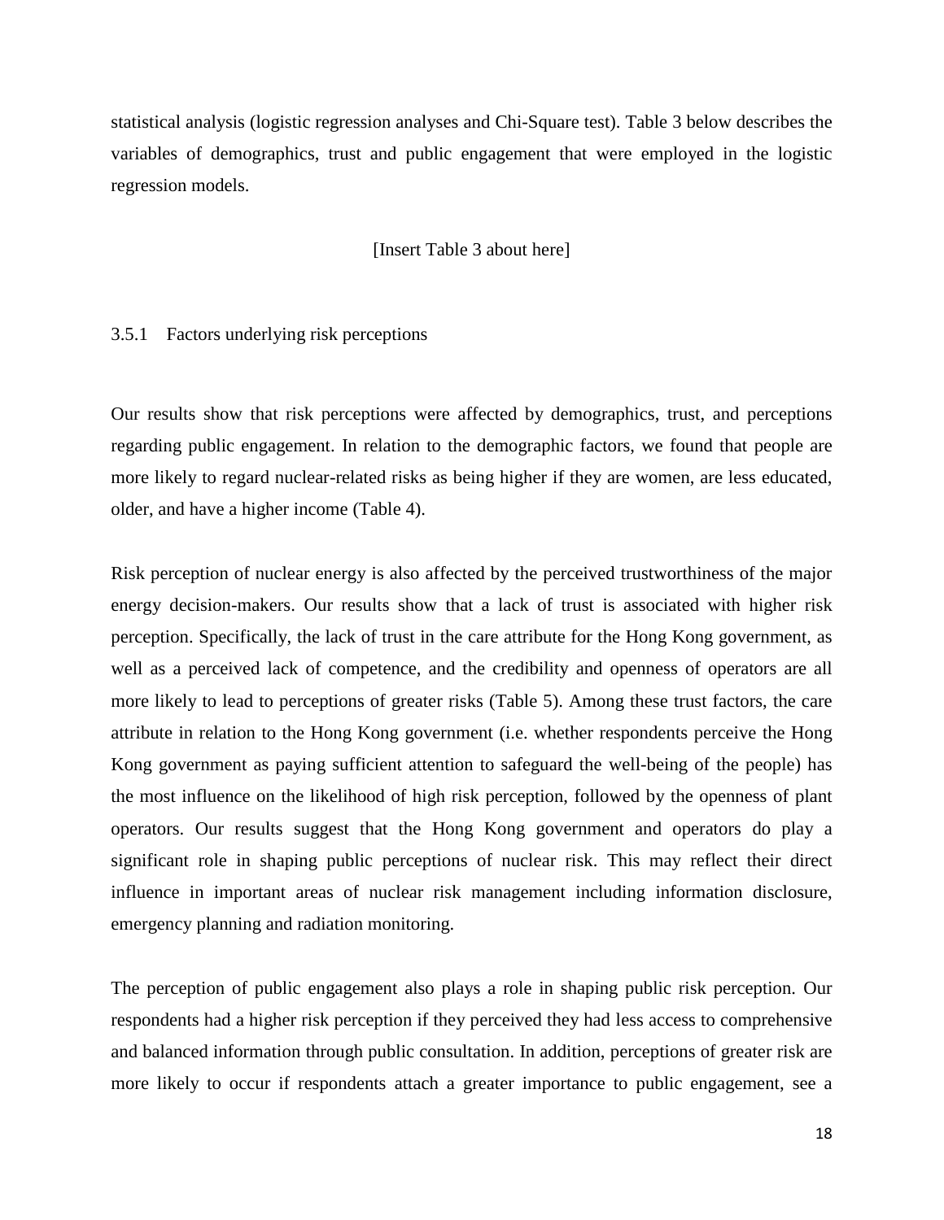statistical analysis (logistic regression analyses and Chi-Square test). Table 3 below describes the variables of demographics, trust and public engagement that were employed in the logistic regression models.

[Insert Table 3 about here]

### 3.5.1 Factors underlying risk perceptions

Our results show that risk perceptions were affected by demographics, trust, and perceptions regarding public engagement. In relation to the demographic factors, we found that people are more likely to regard nuclear-related risks as being higher if they are women, are less educated, older, and have a higher income (Table 4).

Risk perception of nuclear energy is also affected by the perceived trustworthiness of the major energy decision-makers. Our results show that a lack of trust is associated with higher risk perception. Specifically, the lack of trust in the care attribute for the Hong Kong government, as well as a perceived lack of competence, and the credibility and openness of operators are all more likely to lead to perceptions of greater risks (Table 5). Among these trust factors, the care attribute in relation to the Hong Kong government (i.e. whether respondents perceive the Hong Kong government as paying sufficient attention to safeguard the well-being of the people) has the most influence on the likelihood of high risk perception, followed by the openness of plant operators. Our results suggest that the Hong Kong government and operators do play a significant role in shaping public perceptions of nuclear risk. This may reflect their direct influence in important areas of nuclear risk management including information disclosure, emergency planning and radiation monitoring.

The perception of public engagement also plays a role in shaping public risk perception. Our respondents had a higher risk perception if they perceived they had less access to comprehensive and balanced information through public consultation. In addition, perceptions of greater risk are more likely to occur if respondents attach a greater importance to public engagement, see a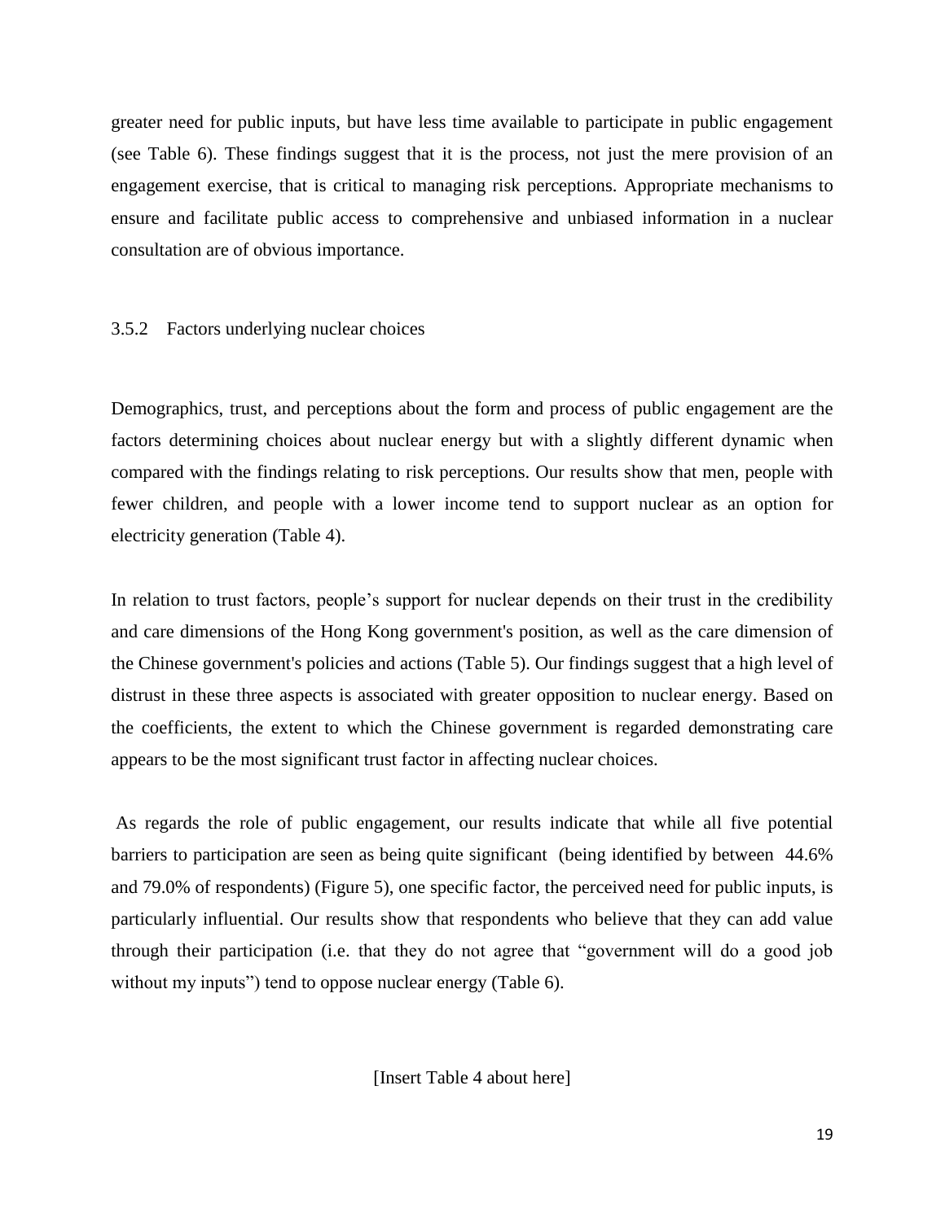greater need for public inputs, but have less time available to participate in public engagement (see Table 6). These findings suggest that it is the process, not just the mere provision of an engagement exercise, that is critical to managing risk perceptions. Appropriate mechanisms to ensure and facilitate public access to comprehensive and unbiased information in a nuclear consultation are of obvious importance.

### 3.5.2 Factors underlying nuclear choices

Demographics, trust, and perceptions about the form and process of public engagement are the factors determining choices about nuclear energy but with a slightly different dynamic when compared with the findings relating to risk perceptions. Our results show that men, people with fewer children, and people with a lower income tend to support nuclear as an option for electricity generation (Table 4).

In relation to trust factors, people's support for nuclear depends on their trust in the credibility and care dimensions of the Hong Kong government's position, as well as the care dimension of the Chinese government's policies and actions (Table 5). Our findings suggest that a high level of distrust in these three aspects is associated with greater opposition to nuclear energy. Based on the coefficients, the extent to which the Chinese government is regarded demonstrating care appears to be the most significant trust factor in affecting nuclear choices.

As regards the role of public engagement, our results indicate that while all five potential barriers to participation are seen as being quite significant (being identified by between 44.6% and 79.0% of respondents) (Figure 5), one specific factor, the perceived need for public inputs, is particularly influential. Our results show that respondents who believe that they can add value through their participation (i.e. that they do not agree that "government will do a good job without my inputs") tend to oppose nuclear energy (Table 6).

[Insert Table 4 about here]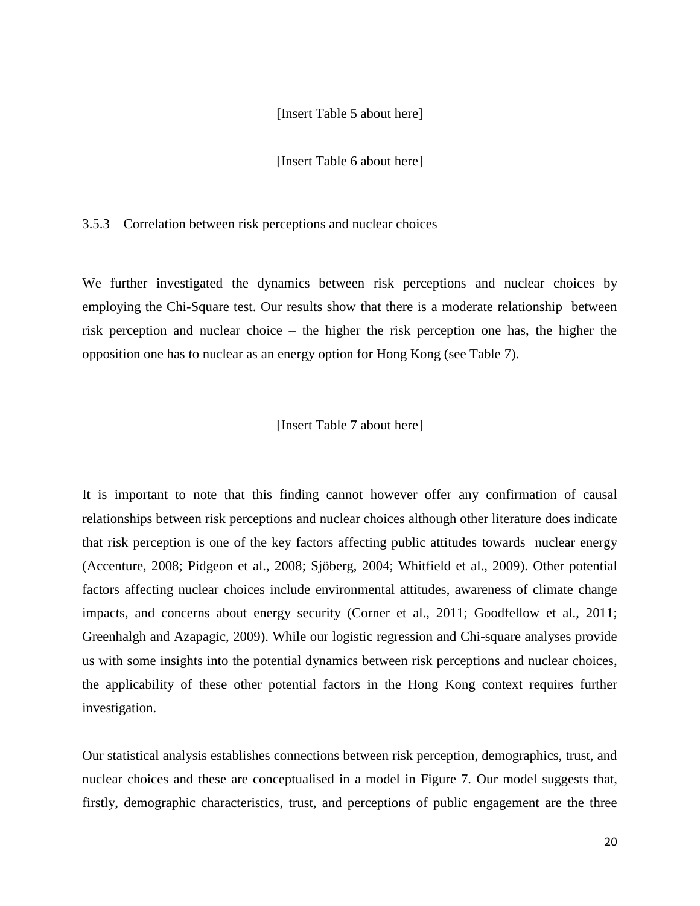[Insert Table 5 about here]

[Insert Table 6 about here]

### 3.5.3 Correlation between risk perceptions and nuclear choices

We further investigated the dynamics between risk perceptions and nuclear choices by employing the Chi-Square test. Our results show that there is a moderate relationship between risk perception and nuclear choice – the higher the risk perception one has, the higher the opposition one has to nuclear as an energy option for Hong Kong (see Table 7).

[Insert Table 7 about here]

It is important to note that this finding cannot however offer any confirmation of causal relationships between risk perceptions and nuclear choices although other literature does indicate that risk perception is one of the key factors affecting public attitudes towards nuclear energy (Accenture, 2008; Pidgeon et al., 2008; Sjöberg, 2004; Whitfield et al., 2009). Other potential factors affecting nuclear choices include environmental attitudes, awareness of climate change impacts, and concerns about energy security (Corner et al., 2011; Goodfellow et al., 2011; Greenhalgh and Azapagic, 2009). While our logistic regression and Chi-square analyses provide us with some insights into the potential dynamics between risk perceptions and nuclear choices, the applicability of these other potential factors in the Hong Kong context requires further investigation.

Our statistical analysis establishes connections between risk perception, demographics, trust, and nuclear choices and these are conceptualised in a model in Figure 7. Our model suggests that, firstly, demographic characteristics, trust, and perceptions of public engagement are the three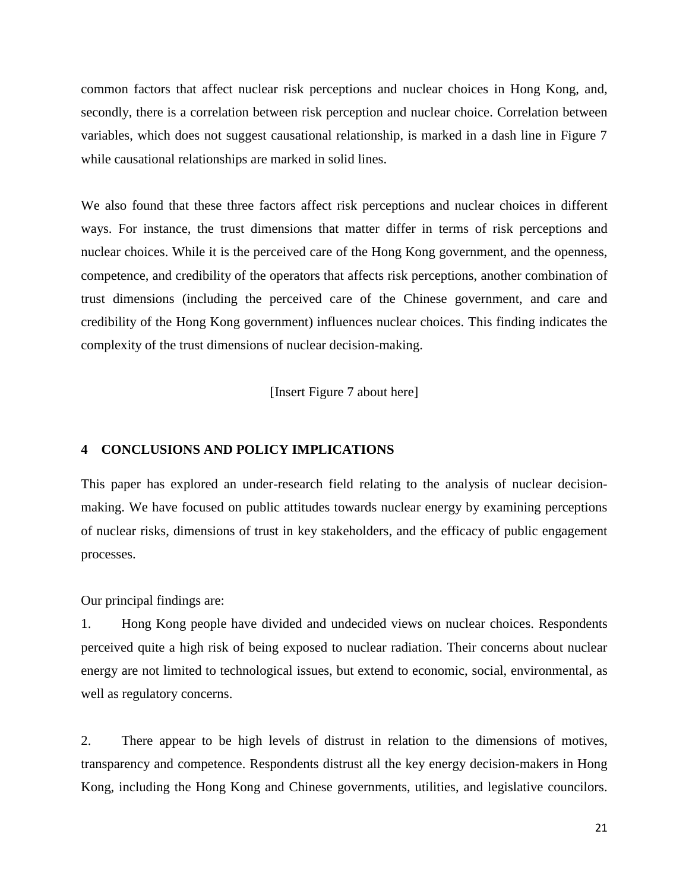common factors that affect nuclear risk perceptions and nuclear choices in Hong Kong, and, secondly, there is a correlation between risk perception and nuclear choice. Correlation between variables, which does not suggest causational relationship, is marked in a dash line in Figure 7 while causational relationships are marked in solid lines.

We also found that these three factors affect risk perceptions and nuclear choices in different ways. For instance, the trust dimensions that matter differ in terms of risk perceptions and nuclear choices. While it is the perceived care of the Hong Kong government, and the openness, competence, and credibility of the operators that affects risk perceptions, another combination of trust dimensions (including the perceived care of the Chinese government, and care and credibility of the Hong Kong government) influences nuclear choices. This finding indicates the complexity of the trust dimensions of nuclear decision-making.

[Insert Figure 7 about here]

## 4 CONCLUSIONS AND POLICY IMPLICATIONS

This paper has explored an under-research field relating to the analysis of nuclear decision-making. We have focused on public attitudes towards nuclear energy by examining perceptions of nuclear risks, dimensions of trust in key stakeholders, and the efficacy of public engagement processes.

Our principal findings are:

1. Hong Kong people have divided and undecided views on nuclear choices. Respondents perceived quite a high risk of being exposed to nuclear radiation. Their concerns about nuclear energy are not limited to technological issues, but extend to economic, social, environmental, as well as regulatory concerns.

2. There appear to be high levels of distrust in relation to the dimensions of motives, transparency and competence. Respondents distrust all the key energy decision-makers in Hong Kong, including the Hong Kong and Chinese governments, utilities, and legislative councilors.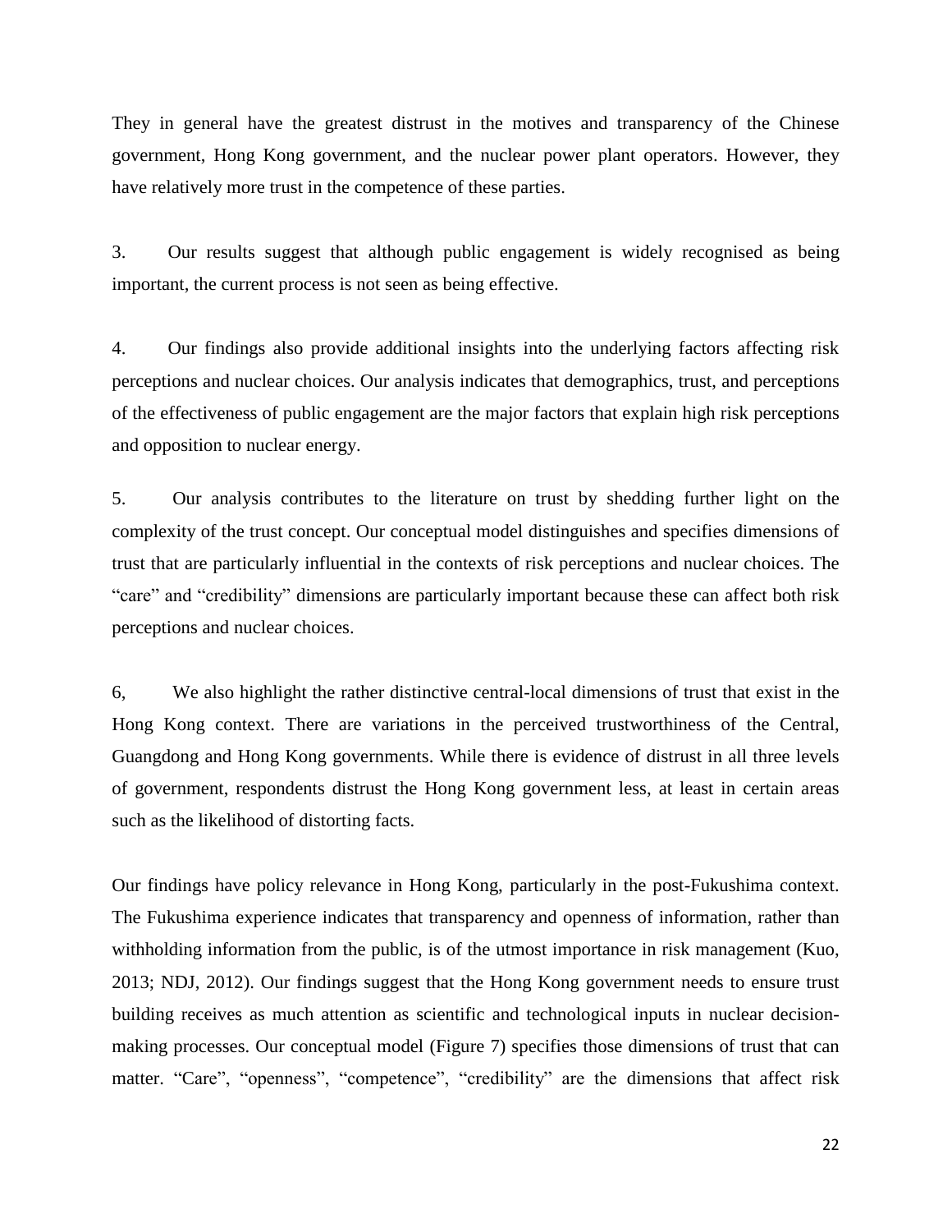They in general have the greatest distrust in the motives and transparency of the Chinese government, Hong Kong government, and the nuclear power plant operators. However, they have relatively more trust in the competence of these parties.

3. Our results suggest that although public engagement is widely recognised as being important, the current process is not seen as being effective.

4. Our findings also provide additional insights into the underlying factors affecting risk perceptions and nuclear choices. Our analysis indicates that demographics, trust, and perceptions of the effectiveness of public engagement are the major factors that explain high risk perceptions and opposition to nuclear energy.

5. Our analysis contributes to the literature on trust by shedding further light on the complexity of the trust concept. Our conceptual model distinguishes and specifies dimensions of trust that are particularly influential in the contexts of risk perceptions and nuclear choices. The "care" and "credibility" dimensions are particularly important because these can affect both risk perceptions and nuclear choices.

6, We also highlight the rather distinctive central-local dimensions of trust that exist in the Hong Kong context. There are variations in the perceived trustworthiness of the Central, Guangdong and Hong Kong governments. While there is evidence of distrust in all three levels of government, respondents distrust the Hong Kong government less, at least in certain areas such as the likelihood of distorting facts.

Our findings have policy relevance in Hong Kong, particularly in the post-Fukushima context. The Fukushima experience indicates that transparency and openness of information, rather than withholding information from the public, is of the utmost importance in risk management (Kuo, 2013; NDJ, 2012). Our findings suggest that the Hong Kong government needs to ensure trust building receives as much attention as scientific and technological inputs in nuclear decision-making processes. Our conceptual model (Figure 7) specifies those dimensions of trust that can matter. "Care", "openness", "competence", "credibility" are the dimensions that affect risk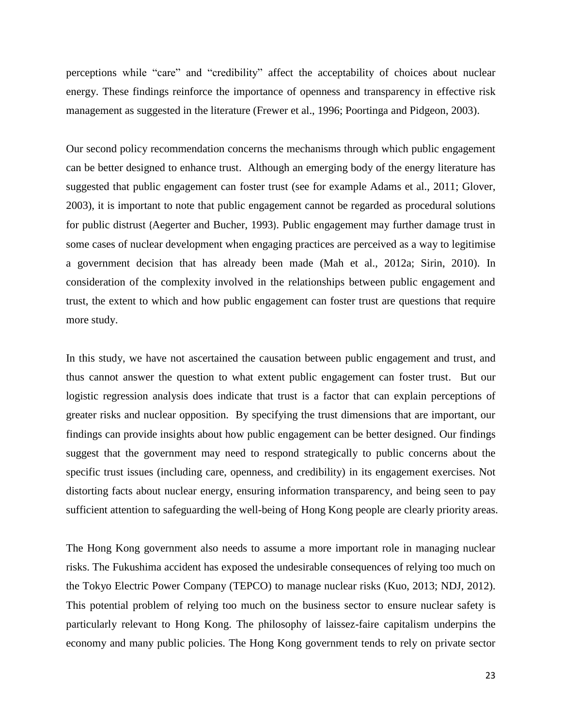perceptions while "care" and "credibility" affect the acceptability of choices about nuclear energy. These findings reinforce the importance of openness and transparency in effective risk management as suggested in the literature (Frewer et al., 1996; Poortinga and Pidgeon, 2003).

Our second policy recommendation concerns the mechanisms through which public engagement can be better designed to enhance trust. Although an emerging body of the energy literature has suggested that public engagement can foster trust (see for example Adams et al., 2011; Glover, 2003), it is important to note that public engagement cannot be regarded as procedural solutions for public distrust (Aegerter and Bucher, 1993). Public engagement may further damage trust in some cases of nuclear development when engaging practices are perceived as a way to legitimise a government decision that has already been made (Mah et al., 2012a; Sirin, 2010). In consideration of the complexity involved in the relationships between public engagement and trust, the extent to which and how public engagement can foster trust are questions that require more study.

In this study, we have not ascertained the causation between public engagement and trust, and thus cannot answer the question to what extent public engagement can foster trust. But our logistic regression analysis does indicate that trust is a factor that can explain perceptions of greater risks and nuclear opposition. By specifying the trust dimensions that are important, our findings can provide insights about how public engagement can be better designed. Our findings suggest that the government may need to respond strategically to public concerns about the specific trust issues (including care, openness, and credibility) in its engagement exercises. Not distorting facts about nuclear energy, ensuring information transparency, and being seen to pay sufficient attention to safeguarding the well-being of Hong Kong people are clearly priority areas.

The Hong Kong government also needs to assume a more important role in managing nuclear risks. The Fukushima accident has exposed the undesirable consequences of relying too much on the Tokyo Electric Power Company (TEPCO) to manage nuclear risks (Kuo, 2013; NDJ, 2012). This potential problem of relying too much on the business sector to ensure nuclear safety is particularly relevant to Hong Kong. The philosophy of laissez-faire capitalism underpins the economy and many public policies. The Hong Kong government tends to rely on private sector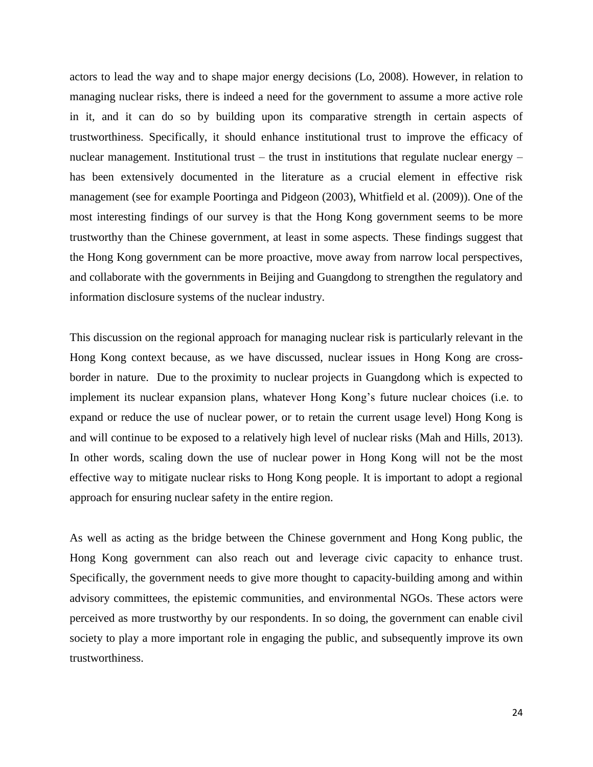actors to lead the way and to shape major energy decisions (Lo, 2008). However, in relation to managing nuclear risks, there is indeed a need for the government to assume a more active role in it, and it can do so by building upon its comparative strength in certain aspects of trustworthiness. Specifically, it should enhance institutional trust to improve the efficacy of nuclear management. Institutional trust – the trust in institutions that regulate nuclear energy – has been extensively documented in the literature as a crucial element in effective risk management (see for example Poortinga and Pidgeon (2003), Whitfield et al. (2009)). One of the most interesting findings of our survey is that the Hong Kong government seems to be more trustworthy than the Chinese government, at least in some aspects. These findings suggest that the Hong Kong government can be more proactive, move away from narrow local perspectives, and collaborate with the governments in Beijing and Guangdong to strengthen the regulatory and information disclosure systems of the nuclear industry.

This discussion on the regional approach for managing nuclear risk is particularly relevant in the Hong Kong context because, as we have discussed, nuclear issues in Hong Kong are cross-border in nature. Due to the proximity to nuclear projects in Guangdong which is expected to implement its nuclear expansion plans, whatever Hong Kong's future nuclear choices (i.e. to expand or reduce the use of nuclear power, or to retain the current usage level) Hong Kong is and will continue to be exposed to a relatively high level of nuclear risks (Mah and Hills, 2013). In other words, scaling down the use of nuclear power in Hong Kong will not be the most effective way to mitigate nuclear risks to Hong Kong people. It is important to adopt a regional approach for ensuring nuclear safety in the entire region.

As well as acting as the bridge between the Chinese government and Hong Kong public, the Hong Kong government can also reach out and leverage civic capacity to enhance trust. Specifically, the government needs to give more thought to capacity-building among and within advisory committees, the epistemic communities, and environmental NGOs. These actors were perceived as more trustworthy by our respondents. In so doing, the government can enable civil society to play a more important role in engaging the public, and subsequently improve its own trustworthiness.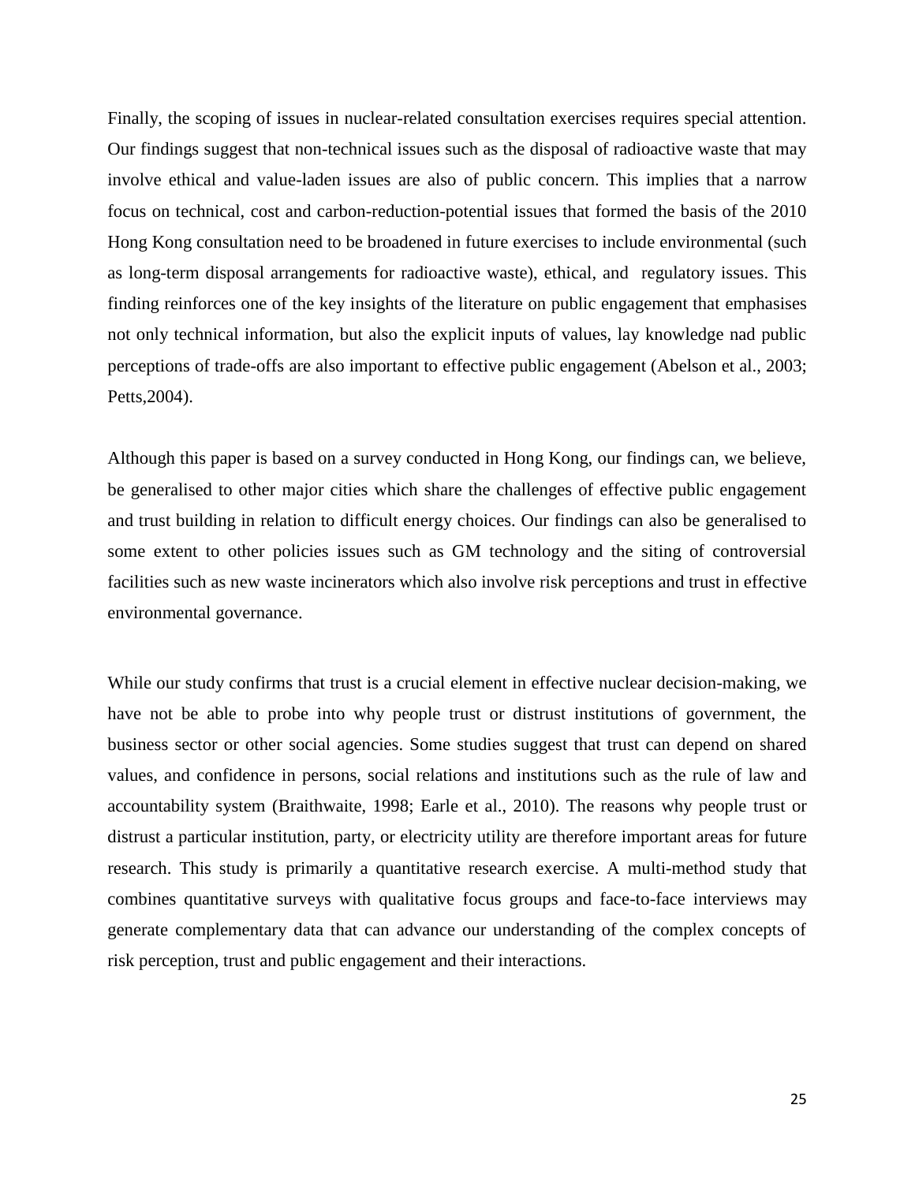Finally, the scoping of issues in nuclear-related consultation exercises requires special attention. Our findings suggest that non-technical issues such as the disposal of radioactive waste that may involve ethical and value-laden issues are also of public concern. This implies that a narrow focus on technical, cost and carbon-reduction-potential issues that formed the basis of the 2010 Hong Kong consultation need to be broadened in future exercises to include environmental (such as long-term disposal arrangements for radioactive waste), ethical, and regulatory issues. This finding reinforces one of the key insights of the literature on public engagement that emphasises not only technical information, but also the explicit inputs of values, lay knowledge nad public perceptions of trade-offs are also important to effective public engagement (Abelson et al., 2003; Petts,2004).

Although this paper is based on a survey conducted in Hong Kong, our findings can, we believe, be generalised to other major cities which share the challenges of effective public engagement and trust building in relation to difficult energy choices. Our findings can also be generalised to some extent to other policies issues such as GM technology and the siting of controversial facilities such as new waste incinerators which also involve risk perceptions and trust in effective environmental governance.

While our study confirms that trust is a crucial element in effective nuclear decision-making, we have not be able to probe into why people trust or distrust institutions of government, the business sector or other social agencies. Some studies suggest that trust can depend on shared values, and confidence in persons, social relations and institutions such as the rule of law and accountability system (Braithwaite, 1998; Earle et al., 2010). The reasons why people trust or distrust a particular institution, party, or electricity utility are therefore important areas for future research. This study is primarily a quantitative research exercise. A multi-method study that combines quantitative surveys with qualitative focus groups and face-to-face interviews may generate complementary data that can advance our understanding of the complex concepts of risk perception, trust and public engagement and their interactions.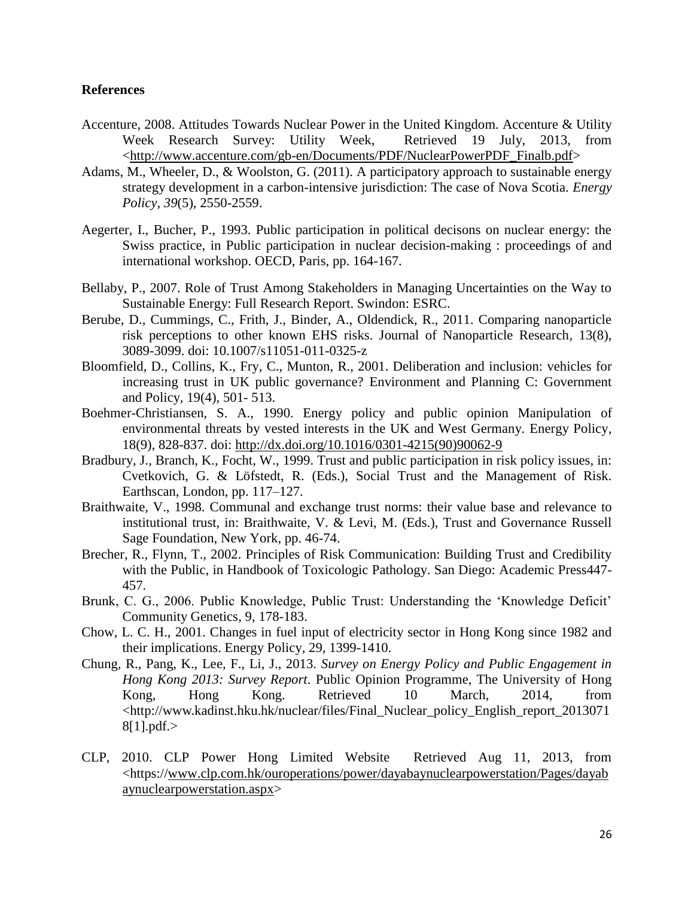**References**

Accenture, 2008. Attitudes Towards Nuclear Power in the United Kingdom. Accenture & Utility Week Research Survey: Utility Week, Retrieved 19 July, 2013, from <http://www.accenture.com/gb-en/Documents/PDF/NuclearPowerPDF_Finalb.pdf>

Adams, M., Wheeler, D., & Woolston, G. (2011). A participatory approach to sustainable energy strategy development in a carbon-intensive jurisdiction: The case of Nova Scotia. *Energy Policy*, *39*(5), 2550-2559.

Aegerter, I., Bucher, P., 1993. Public participation in political decisons on nuclear energy: the Swiss practice, in Public participation in nuclear decision-making : proceedings of and international workshop. OECD, Paris, pp. 164-167.

Bellaby, P., 2007. Role of Trust Among Stakeholders in Managing Uncertainties on the Way to Sustainable Energy: Full Research Report. Swindon: ESRC.

Berube, D., Cummings, C., Frith, J., Binder, A., Oldendick, R., 2011. Comparing nanoparticle risk perceptions to other known EHS risks. Journal of Nanoparticle Research, 13(8), 3089-3099. doi: 10.1007/s11051-011-0325-z

Bloomfield, D., Collins, K., Fry, C., Munton, R., 2001. Deliberation and inclusion: vehicles for increasing trust in UK public governance? Environment and Planning C: Government and Policy, 19(4), 501- 513.

Boehmer-Christiansen, S. A., 1990. Energy policy and public opinion Manipulation of environmental threats by vested interests in the UK and West Germany. Energy Policy, 18(9), 828-837. doi: http://dx.doi.org/10.1016/0301-4215(90)90062-9

Bradbury, J., Branch, K., Focht, W., 1999. Trust and public participation in risk policy issues, in: Cvetkovich, G. & Löfstedt, R. (Eds.), Social Trust and the Management of Risk. Earthscan, London, pp. 117–127.

Braithwaite, V., 1998. Communal and exchange trust norms: their value base and relevance to institutional trust, in: Braithwaite, V. & Levi, M. (Eds.), Trust and Governance Russell Sage Foundation, New York, pp. 46-74.

Brecher, R., Flynn, T., 2002. Principles of Risk Communication: Building Trust and Credibility with the Public, in Handbook of Toxicologic Pathology. San Diego: Academic Press447-457.

Brunk, C. G., 2006. Public Knowledge, Public Trust: Understanding the 'Knowledge Deficit' Community Genetics, 9, 178-183.

Chow, L. C. H., 2001. Changes in fuel input of electricity sector in Hong Kong since 1982 and their implications. Energy Policy, 29, 1399-1410.

Chung, R., Pang, K., Lee, F., Li, J., 2013. *Survey on Energy Policy and Public Engagement in Hong Kong 2013: Survey Report*. Public Opinion Programme, The University of Hong Kong, Hong Kong. Retrieved 10 March, 2014, from <http://www.kadinst.hku.hk/nuclear/files/Final_Nuclear_policy_English_report_20130718[1].pdf.>

CLP, 2010. CLP Power Hong Limited Website Retrieved Aug 11, 2013, from <https://www.clp.com.hk/ouroperations/power/dayabaynuclearpowerstation/Pages/dayabaynuclearpowerstation.aspx>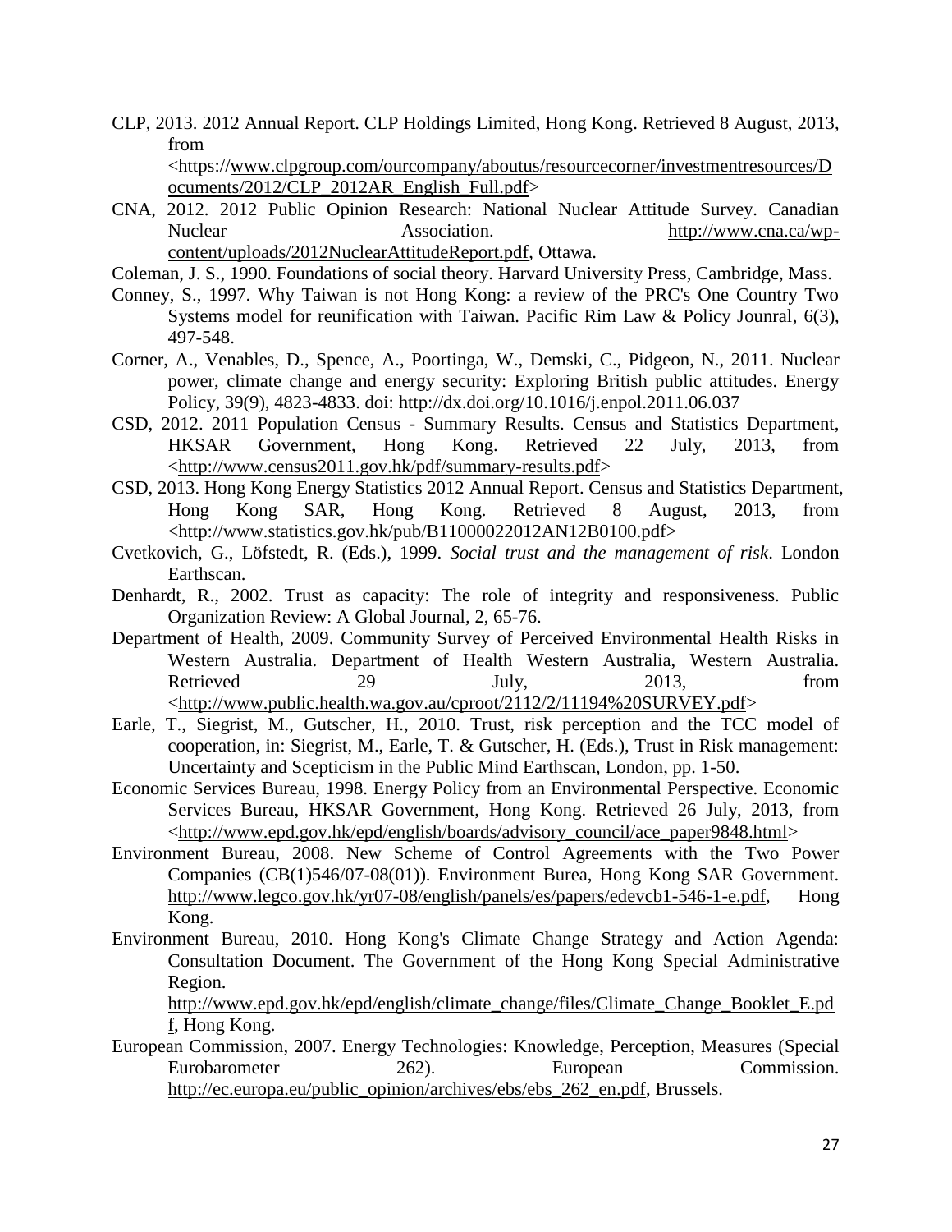CLP, 2013. 2012 Annual Report. CLP Holdings Limited, Hong Kong. Retrieved 8 August, 2013, from <https://www.clpgroup.com/ourcompany/aboutus/resourcecorner/investmentresources/Documents/2012/CLP_2012AR_English_Full.pdf>

CNA, 2012. 2012 Public Opinion Research: National Nuclear Attitude Survey. Canadian Nuclear Association. http://www.cna.ca/wp-content/uploads/2012NuclearAttitudeReport.pdf, Ottawa.

Coleman, J. S., 1990. Foundations of social theory. Harvard University Press, Cambridge, Mass.

Conney, S., 1997. Why Taiwan is not Hong Kong: a review of the PRC's One Country Two Systems model for reunification with Taiwan. Pacific Rim Law & Policy Jounral, 6(3), 497-548.

Corner, A., Venables, D., Spence, A., Poortinga, W., Demski, C., Pidgeon, N., 2011. Nuclear power, climate change and energy security: Exploring British public attitudes. Energy Policy, 39(9), 4823-4833. doi: http://dx.doi.org/10.1016/j.enpol.2011.06.037

CSD, 2012. 2011 Population Census - Summary Results. Census and Statistics Department, HKSAR Government, Hong Kong. Retrieved 22 July, 2013, from <http://www.census2011.gov.hk/pdf/summary-results.pdf>

CSD, 2013. Hong Kong Energy Statistics 2012 Annual Report. Census and Statistics Department, Hong Kong SAR, Hong Kong. Retrieved 8 August, 2013, from <http://www.statistics.gov.hk/pub/B11000022012AN12B0100.pdf>

Cvetkovich, G., Löfstedt, R. (Eds.), 1999. *Social trust and the management of risk*. London Earthscan.

Denhardt, R., 2002. Trust as capacity: The role of integrity and responsiveness. Public Organization Review: A Global Journal, 2, 65-76.

Department of Health, 2009. Community Survey of Perceived Environmental Health Risks in Western Australia. Department of Health Western Australia, Western Australia. Retrieved 29 July, 2013, from <http://www.public.health.wa.gov.au/cproot/2112/2/11194%20SURVEY.pdf>

Earle, T., Siegrist, M., Gutscher, H., 2010. Trust, risk perception and the TCC model of cooperation, in: Siegrist, M., Earle, T. & Gutscher, H. (Eds.), Trust in Risk management: Uncertainty and Scepticism in the Public Mind Earthscan, London, pp. 1-50.

Economic Services Bureau, 1998. Energy Policy from an Environmental Perspective. Economic Services Bureau, HKSAR Government, Hong Kong. Retrieved 26 July, 2013, from <http://www.epd.gov.hk/epd/english/boards/advisory_council/ace_paper9848.html>

Environment Bureau, 2008. New Scheme of Control Agreements with the Two Power Companies (CB(1)546/07-08(01)). Environment Burea, Hong Kong SAR Government. http://www.legco.gov.hk/yr07-08/english/panels/es/papers/edevcb1-546-1-e.pdf, Hong Kong.

Environment Bureau, 2010. Hong Kong's Climate Change Strategy and Action Agenda: Consultation Document. The Government of the Hong Kong Special Administrative Region. http://www.epd.gov.hk/epd/english/climate_change/files/Climate_Change_Booklet_E.pdf, Hong Kong.

European Commission, 2007. Energy Technologies: Knowledge, Perception, Measures (Special Eurobarometer 262). European Commission. http://ec.europa.eu/public_opinion/archives/ebs/ebs_262_en.pdf, Brussels.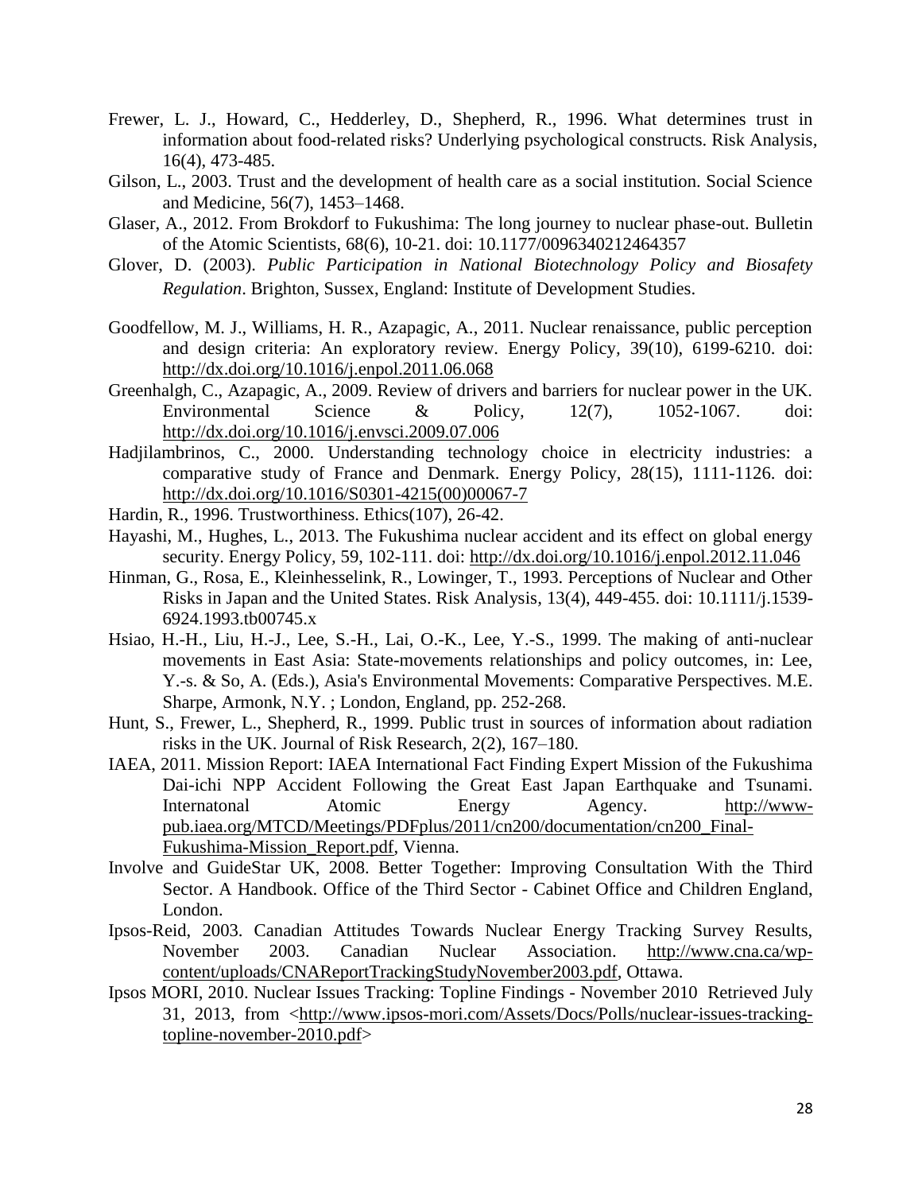Frewer, L. J., Howard, C., Hedderley, D., Shepherd, R., 1996. What determines trust in information about food-related risks? Underlying psychological constructs. Risk Analysis, 16(4), 473-485.

Gilson, L., 2003. Trust and the development of health care as a social institution. Social Science and Medicine, 56(7), 1453–1468.

Glaser, A., 2012. From Brokdorf to Fukushima: The long journey to nuclear phase-out. Bulletin of the Atomic Scientists, 68(6), 10-21. doi: 10.1177/0096340212464357

Glover, D. (2003). *Public Participation in National Biotechnology Policy and Biosafety Regulation*. Brighton, Sussex, England: Institute of Development Studies.

Goodfellow, M. J., Williams, H. R., Azapagic, A., 2011. Nuclear renaissance, public perception and design criteria: An exploratory review. Energy Policy, 39(10), 6199-6210. doi: http://dx.doi.org/10.1016/j.enpol.2011.06.068

Greenhalgh, C., Azapagic, A., 2009. Review of drivers and barriers for nuclear power in the UK. Environmental Science & Policy, 12(7), 1052-1067. doi: http://dx.doi.org/10.1016/j.envsci.2009.07.006

Hadjilambrinos, C., 2000. Understanding technology choice in electricity industries: a comparative study of France and Denmark. Energy Policy, 28(15), 1111-1126. doi: http://dx.doi.org/10.1016/S0301-4215(00)00067-7

Hardin, R., 1996. Trustworthiness. Ethics(107), 26-42.

Hayashi, M., Hughes, L., 2013. The Fukushima nuclear accident and its effect on global energy security. Energy Policy, 59, 102-111. doi: http://dx.doi.org/10.1016/j.enpol.2012.11.046

Hinman, G., Rosa, E., Kleinhesselink, R., Lowinger, T., 1993. Perceptions of Nuclear and Other Risks in Japan and the United States. Risk Analysis, 13(4), 449-455. doi: 10.1111/j.1539-6924.1993.tb00745.x

Hsiao, H.-H., Liu, H.-J., Lee, S.-H., Lai, O.-K., Lee, Y.-S., 1999. The making of anti-nuclear movements in East Asia: State-movements relationships and policy outcomes, in: Lee, Y.-s. & So, A. (Eds.), Asia's Environmental Movements: Comparative Perspectives. M.E. Sharpe, Armonk, N.Y. ; London, England, pp. 252-268.

Hunt, S., Frewer, L., Shepherd, R., 1999. Public trust in sources of information about radiation risks in the UK. Journal of Risk Research, 2(2), 167–180.

IAEA, 2011. Mission Report: IAEA International Fact Finding Expert Mission of the Fukushima Dai-ichi NPP Accident Following the Great East Japan Earthquake and Tsunami. Internatonal Atomic Energy Agency. http://www-pub.iaea.org/MTCD/Meetings/PDFplus/2011/cn200/documentation/cn200_Final-Fukushima-Mission_Report.pdf, Vienna.

Involve and GuideStar UK, 2008. Better Together: Improving Consultation With the Third Sector. A Handbook. Office of the Third Sector - Cabinet Office and Children England, London.

Ipsos-Reid, 2003. Canadian Attitudes Towards Nuclear Energy Tracking Survey Results, November 2003. Canadian Nuclear Association. http://www.cna.ca/wp-content/uploads/CNAReportTrackingStudyNovember2003.pdf, Ottawa.

Ipsos MORI, 2010. Nuclear Issues Tracking: Topline Findings - November 2010 Retrieved July 31, 2013, from <http://www.ipsos-mori.com/Assets/Docs/Polls/nuclear-issues-tracking-topline-november-2010.pdf>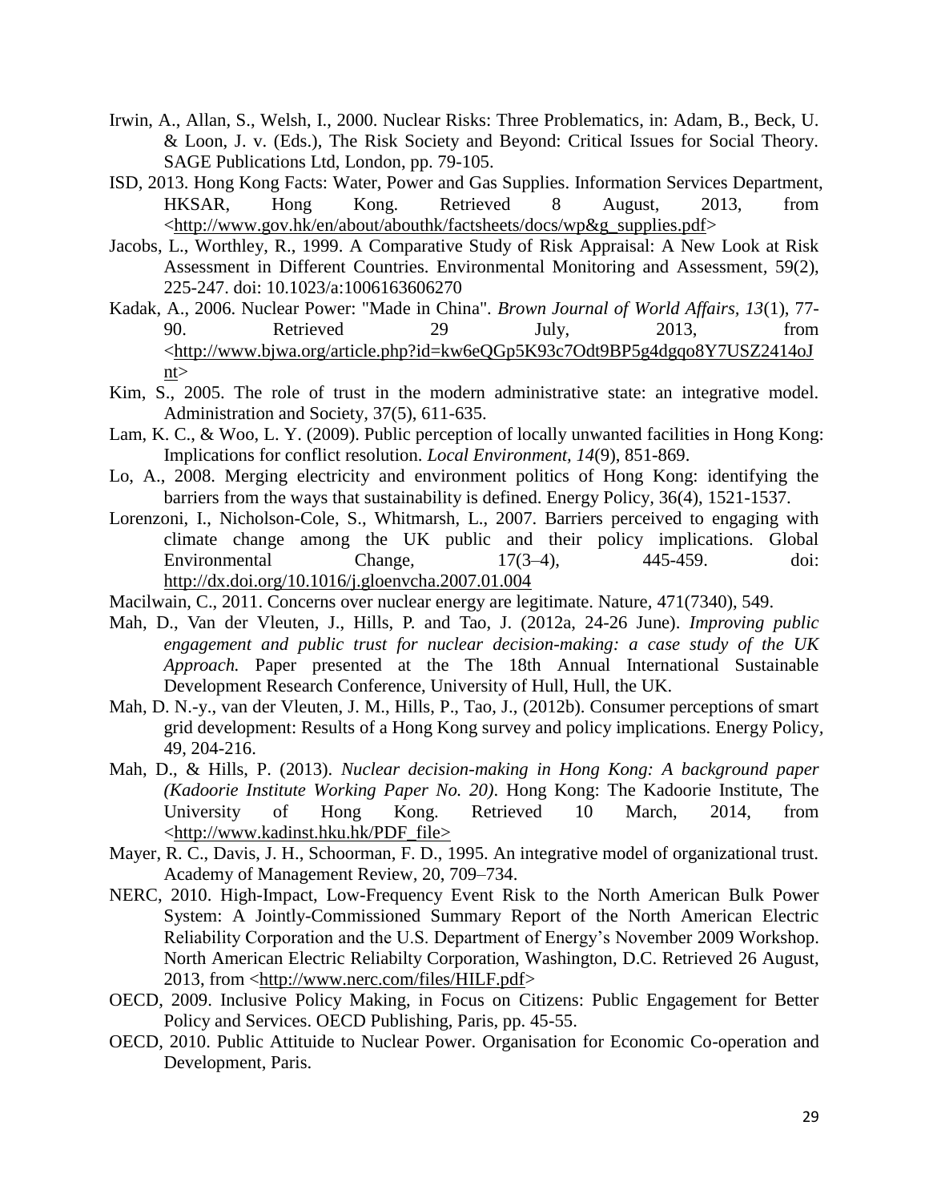Irwin, A., Allan, S., Welsh, I., 2000. Nuclear Risks: Three Problematics, in: Adam, B., Beck, U. & Loon, J. v. (Eds.), The Risk Society and Beyond: Critical Issues for Social Theory. SAGE Publications Ltd, London, pp. 79-105.

ISD, 2013. Hong Kong Facts: Water, Power and Gas Supplies. Information Services Department, HKSAR, Hong Kong. Retrieved 8 August, 2013, from <http://www.gov.hk/en/about/abouthk/factsheets/docs/wp&g_supplies.pdf>

Jacobs, L., Worthley, R., 1999. A Comparative Study of Risk Appraisal: A New Look at Risk Assessment in Different Countries. Environmental Monitoring and Assessment, 59(2), 225-247. doi: 10.1023/a:1006163606270

Kadak, A., 2006. Nuclear Power: "Made in China". *Brown Journal of World Affairs, 13*(1), 77-90. Retrieved 29 July, 2013, from <http://www.bjwa.org/article.php?id=kw6eQGp5K93c7Odt9BP5g4dgqo8Y7USZ2414oJnt>

Kim, S., 2005. The role of trust in the modern administrative state: an integrative model. Administration and Society, 37(5), 611-635.

Lam, K. C., & Woo, L. Y. (2009). Public perception of locally unwanted facilities in Hong Kong: Implications for conflict resolution. *Local Environment, 14*(9), 851-869.

Lo, A., 2008. Merging electricity and environment politics of Hong Kong: identifying the barriers from the ways that sustainability is defined. Energy Policy, 36(4), 1521-1537.

Lorenzoni, I., Nicholson-Cole, S., Whitmarsh, L., 2007. Barriers perceived to engaging with climate change among the UK public and their policy implications. Global Environmental Change, 17(3–4), 445-459. doi: http://dx.doi.org/10.1016/j.gloenvcha.2007.01.004

Macilwain, C., 2011. Concerns over nuclear energy are legitimate. Nature, 471(7340), 549.

Mah, D., Van der Vleuten, J., Hills, P. and Tao, J. (2012a, 24-26 June). *Improving public engagement and public trust for nuclear decision-making: a case study of the UK Approach.* Paper presented at the The 18th Annual International Sustainable Development Research Conference, University of Hull, Hull, the UK.

Mah, D. N.-y., van der Vleuten, J. M., Hills, P., Tao, J., (2012b). Consumer perceptions of smart grid development: Results of a Hong Kong survey and policy implications. Energy Policy, 49, 204-216.

Mah, D., & Hills, P. (2013). *Nuclear decision-making in Hong Kong: A background paper (Kadoorie Institute Working Paper No. 20)*. Hong Kong: The Kadoorie Institute, The University of Hong Kong. Retrieved 10 March, 2014, from <http://www.kadinst.hku.hk/PDF_file>

Mayer, R. C., Davis, J. H., Schoorman, F. D., 1995. An integrative model of organizational trust. Academy of Management Review, 20, 709–734.

NERC, 2010. High-Impact, Low-Frequency Event Risk to the North American Bulk Power System: A Jointly-Commissioned Summary Report of the North American Electric Reliability Corporation and the U.S. Department of Energy's November 2009 Workshop. North American Electric Reliabilty Corporation, Washington, D.C. Retrieved 26 August, 2013, from <http://www.nerc.com/files/HILF.pdf>

OECD, 2009. Inclusive Policy Making, in Focus on Citizens: Public Engagement for Better Policy and Services. OECD Publishing, Paris, pp. 45-55.

OECD, 2010. Public Attituide to Nuclear Power. Organisation for Economic Co-operation and Development, Paris.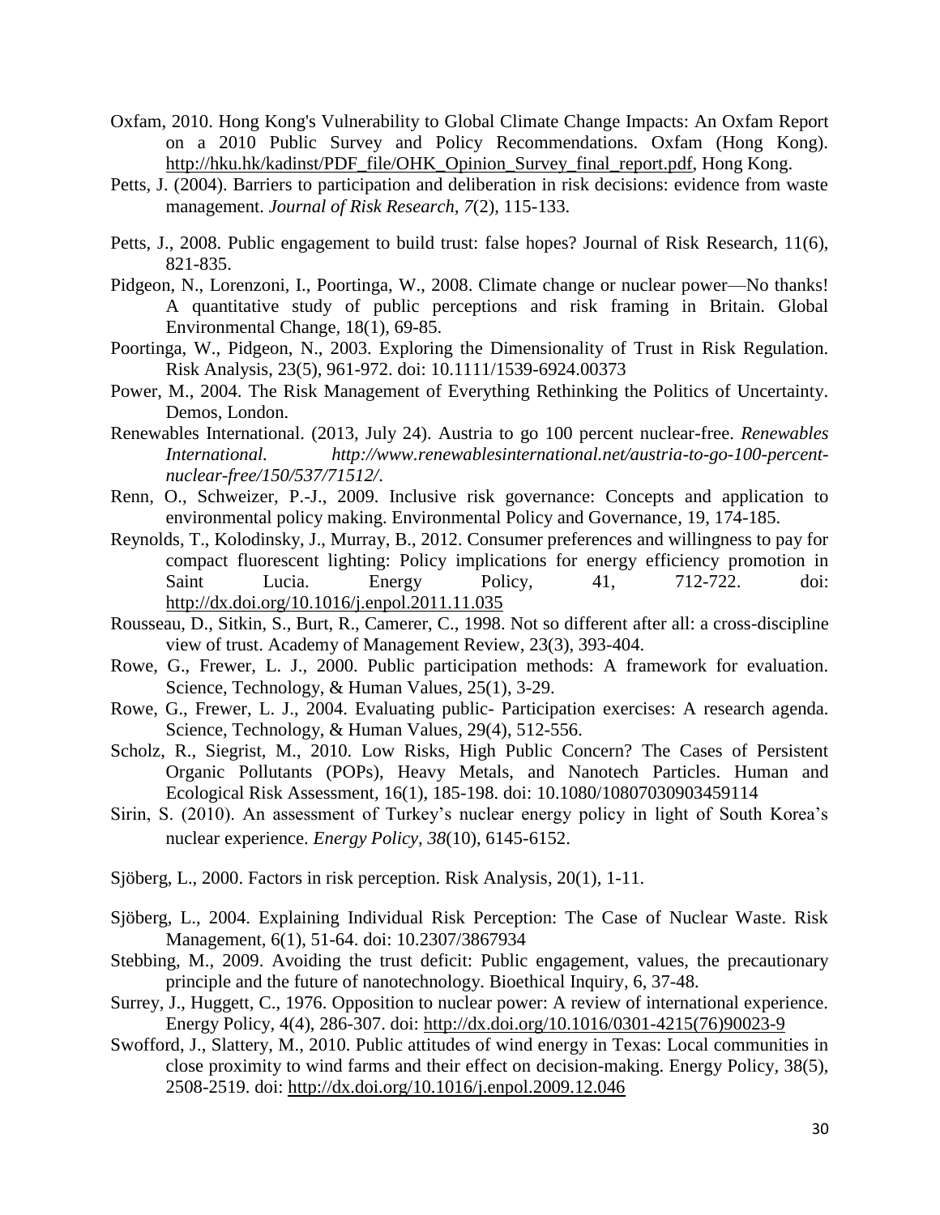Oxfam, 2010. Hong Kong's Vulnerability to Global Climate Change Impacts: An Oxfam Report on a 2010 Public Survey and Policy Recommendations. Oxfam (Hong Kong). http://hku.hk/kadinst/PDF_file/OHK_Opinion_Survey_final_report.pdf, Hong Kong.

Petts, J. (2004). Barriers to participation and deliberation in risk decisions: evidence from waste management. *Journal of Risk Research*, *7*(2), 115-133.

Petts, J., 2008. Public engagement to build trust: false hopes? Journal of Risk Research, 11(6), 821-835.

Pidgeon, N., Lorenzoni, I., Poortinga, W., 2008. Climate change or nuclear power—No thanks! A quantitative study of public perceptions and risk framing in Britain. Global Environmental Change, 18(1), 69-85.

Poortinga, W., Pidgeon, N., 2003. Exploring the Dimensionality of Trust in Risk Regulation. Risk Analysis, 23(5), 961-972. doi: 10.1111/1539-6924.00373

Power, M., 2004. The Risk Management of Everything Rethinking the Politics of Uncertainty. Demos, London.

Renewables International. (2013, July 24). Austria to go 100 percent nuclear-free. *Renewables International. http://www.renewablesinternational.net/austria-to-go-100-percent-nuclear-free/150/537/71512/*.

Renn, O., Schweizer, P.-J., 2009. Inclusive risk governance: Concepts and application to environmental policy making. Environmental Policy and Governance, 19, 174-185.

Reynolds, T., Kolodinsky, J., Murray, B., 2012. Consumer preferences and willingness to pay for compact fluorescent lighting: Policy implications for energy efficiency promotion in Saint Lucia. Energy Policy, 41, 712-722. doi: http://dx.doi.org/10.1016/j.enpol.2011.11.035

Rousseau, D., Sitkin, S., Burt, R., Camerer, C., 1998. Not so different after all: a cross-discipline view of trust. Academy of Management Review, 23(3), 393-404.

Rowe, G., Frewer, L. J., 2000. Public participation methods: A framework for evaluation. Science, Technology, & Human Values, 25(1), 3-29.

Rowe, G., Frewer, L. J., 2004. Evaluating public- Participation exercises: A research agenda. Science, Technology, & Human Values, 29(4), 512-556.

Scholz, R., Siegrist, M., 2010. Low Risks, High Public Concern? The Cases of Persistent Organic Pollutants (POPs), Heavy Metals, and Nanotech Particles. Human and Ecological Risk Assessment, 16(1), 185-198. doi: 10.1080/10807030903459114

Sirin, S. (2010). An assessment of Turkey's nuclear energy policy in light of South Korea's nuclear experience. *Energy Policy*, *38*(10), 6145-6152.

Sjöberg, L., 2000. Factors in risk perception. Risk Analysis, 20(1), 1-11.

Sjöberg, L., 2004. Explaining Individual Risk Perception: The Case of Nuclear Waste. Risk Management, 6(1), 51-64. doi: 10.2307/3867934

Stebbing, M., 2009. Avoiding the trust deficit: Public engagement, values, the precautionary principle and the future of nanotechnology. Bioethical Inquiry, 6, 37-48.

Surrey, J., Huggett, C., 1976. Opposition to nuclear power: A review of international experience. Energy Policy, 4(4), 286-307. doi: http://dx.doi.org/10.1016/0301-4215(76)90023-9

Swofford, J., Slattery, M., 2010. Public attitudes of wind energy in Texas: Local communities in close proximity to wind farms and their effect on decision-making. Energy Policy, 38(5), 2508-2519. doi: http://dx.doi.org/10.1016/j.enpol.2009.12.046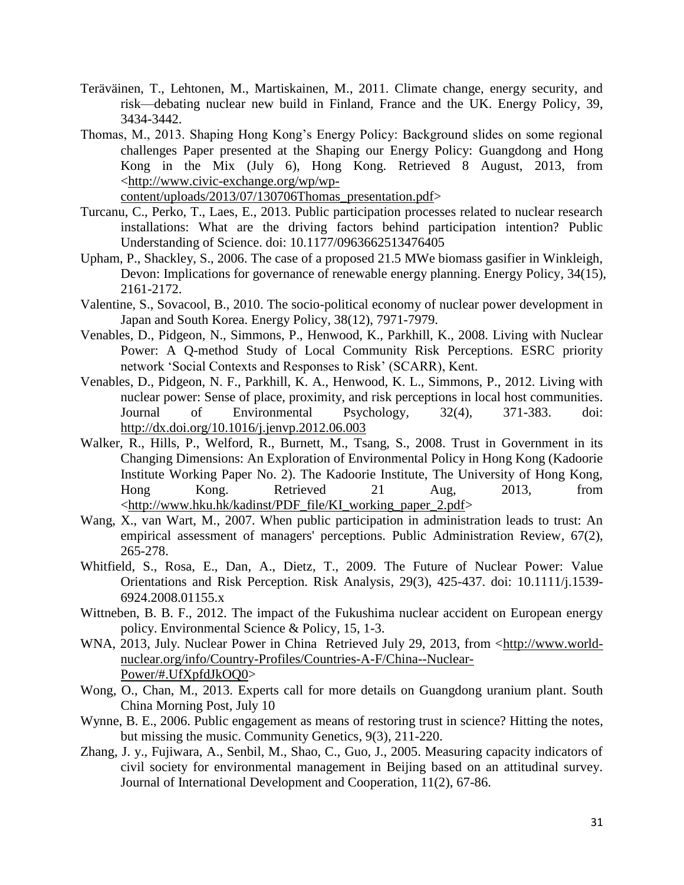Teräväinen, T., Lehtonen, M., Martiskainen, M., 2011. Climate change, energy security, and risk—debating nuclear new build in Finland, France and the UK. Energy Policy, 39, 3434-3442.

Thomas, M., 2013. Shaping Hong Kong's Energy Policy: Background slides on some regional challenges Paper presented at the Shaping our Energy Policy: Guangdong and Hong Kong in the Mix (July 6), Hong Kong. Retrieved 8 August, 2013, from <http://www.civic-exchange.org/wp/wp-content/uploads/2013/07/130706Thomas_presentation.pdf>

Turcanu, C., Perko, T., Laes, E., 2013. Public participation processes related to nuclear research installations: What are the driving factors behind participation intention? Public Understanding of Science. doi: 10.1177/0963662513476405

Upham, P., Shackley, S., 2006. The case of a proposed 21.5 MWe biomass gasifier in Winkleigh, Devon: Implications for governance of renewable energy planning. Energy Policy, 34(15), 2161-2172.

Valentine, S., Sovacool, B., 2010. The socio-political economy of nuclear power development in Japan and South Korea. Energy Policy, 38(12), 7971-7979.

Venables, D., Pidgeon, N., Simmons, P., Henwood, K., Parkhill, K., 2008. Living with Nuclear Power: A Q-method Study of Local Community Risk Perceptions. ESRC priority network 'Social Contexts and Responses to Risk' (SCARR), Kent.

Venables, D., Pidgeon, N. F., Parkhill, K. A., Henwood, K. L., Simmons, P., 2012. Living with nuclear power: Sense of place, proximity, and risk perceptions in local host communities. Journal of Environmental Psychology, 32(4), 371-383. doi: http://dx.doi.org/10.1016/j.jenvp.2012.06.003

Walker, R., Hills, P., Welford, R., Burnett, M., Tsang, S., 2008. Trust in Government in its Changing Dimensions: An Exploration of Environmental Policy in Hong Kong (Kadoorie Institute Working Paper No. 2). The Kadoorie Institute, The University of Hong Kong, Hong Kong. Retrieved 21 Aug, 2013, from <http://www.hku.hk/kadinst/PDF_file/KI_working_paper_2.pdf>

Wang, X., van Wart, M., 2007. When public participation in administration leads to trust: An empirical assessment of managers' perceptions. Public Administration Review, 67(2), 265-278.

Whitfield, S., Rosa, E., Dan, A., Dietz, T., 2009. The Future of Nuclear Power: Value Orientations and Risk Perception. Risk Analysis, 29(3), 425-437. doi: 10.1111/j.1539-6924.2008.01155.x

Wittneben, B. B. F., 2012. The impact of the Fukushima nuclear accident on European energy policy. Environmental Science & Policy, 15, 1-3.

WNA, 2013, July. Nuclear Power in China Retrieved July 29, 2013, from <http://www.world-nuclear.org/info/Country-Profiles/Countries-A-F/China--Nuclear-Power/#.UfXpfdJkOQ0>

Wong, O., Chan, M., 2013. Experts call for more details on Guangdong uranium plant. South China Morning Post, July 10

Wynne, B. E., 2006. Public engagement as means of restoring trust in science? Hitting the notes, but missing the music. Community Genetics, 9(3), 211-220.

Zhang, J. y., Fujiwara, A., Senbil, M., Shao, C., Guo, J., 2005. Measuring capacity indicators of civil society for environmental management in Beijing based on an attitudinal survey. Journal of International Development and Cooperation, 11(2), 67-86.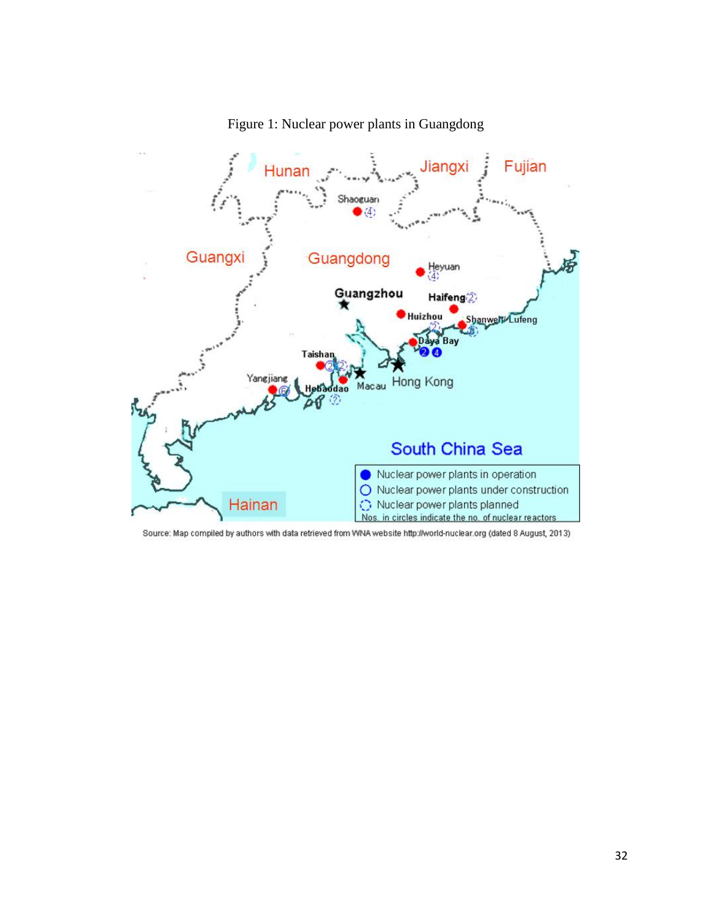Figure 1: Nuclear power plants in Guangdong

Source: Map compiled by authors with data retrieved from WNA website http://world-nuclear.org (dated 8 August, 2013)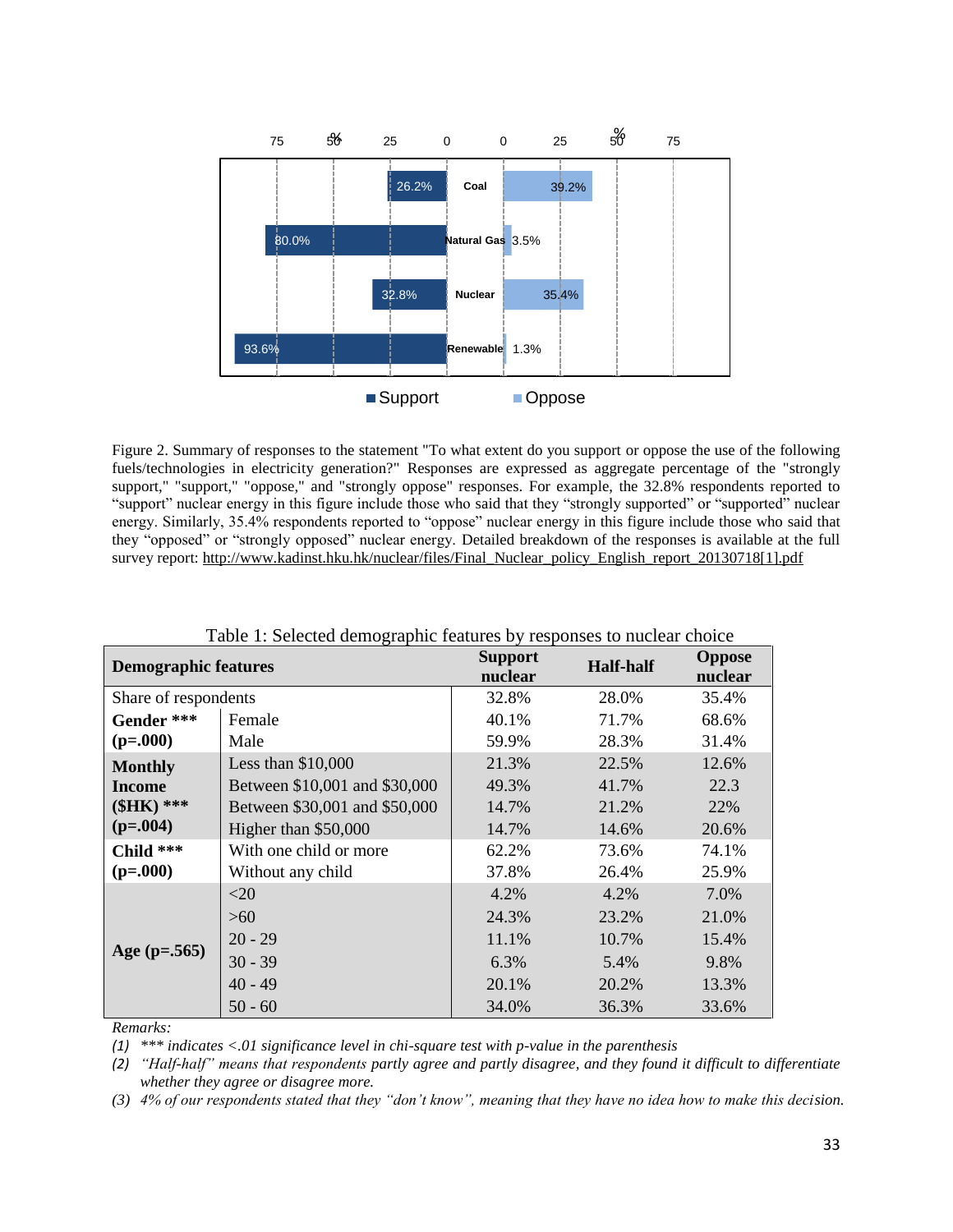Figure 2. Summary of responses to the statement "To what extent do you support or oppose the use of the following fuels/technologies in electricity generation?" Responses are expressed as aggregate percentage of the "strongly support," "support," "oppose," and "strongly oppose" responses. For example, the 32.8% respondents reported to "support" nuclear energy in this figure include those who said that they "strongly supported" or "supported" nuclear energy. Similarly, 35.4% respondents reported to "oppose" nuclear energy in this figure include those who said that they "opposed" or "strongly opposed" nuclear energy. Detailed breakdown of the responses is available at the full survey report: http://www.kadinst.hku.hk/nuclear/files/Final_Nuclear_policy_English_report_20130718[1].pdf

Table 1: Selected demographic features by responses to nuclear choice

| Demographic features | | Support nuclear | Half-half | Oppose nuclear |
|---|---|---|---|---|
| Share of respondents | | 32.8% | 28.0% | 35.4% |
| **Gender \*\*\* (p=.000)** | Female | 40.1% | 71.7% | 68.6% |
| | Male | 59.9% | 28.3% | 31.4% |
| **Monthly Income ($HK) \*\*\* (p=.004)** | Less than $10,000 | 21.3% | 22.5% | 12.6% |
| | Between $10,001 and $30,000 | 49.3% | 41.7% | 22.3 |
| | Between $30,001 and $50,000 | 14.7% | 21.2% | 22% |
| | Higher than $50,000 | 14.7% | 14.6% | 20.6% |
| **Child \*\*\* (p=.000)** | With one child or more | 62.2% | 73.6% | 74.1% |
| | Without any child | 37.8% | 26.4% | 25.9% |
| **Age (p=.565)** | <20 | 4.2% | 4.2% | 7.0% |
| | >60 | 24.3% | 23.2% | 21.0% |
| | 20 - 29 | 11.1% | 10.7% | 15.4% |
| | 30 - 39 | 6.3% | 5.4% | 9.8% |
| | 40 - 49 | 20.1% | 20.2% | 13.3% |
| | 50 - 60 | 34.0% | 36.3% | 33.6% |

*Remarks:*

*(1) \*\*\* indicates <.01 significance level in chi-square test with p-value in the parenthesis*

*(2) "Half-half" means that respondents partly agree and partly disagree, and they found it difficult to differentiate whether they agree or disagree more.*

*(3) 4% of our respondents stated that they "don't know", meaning that they have no idea how to make this decision.*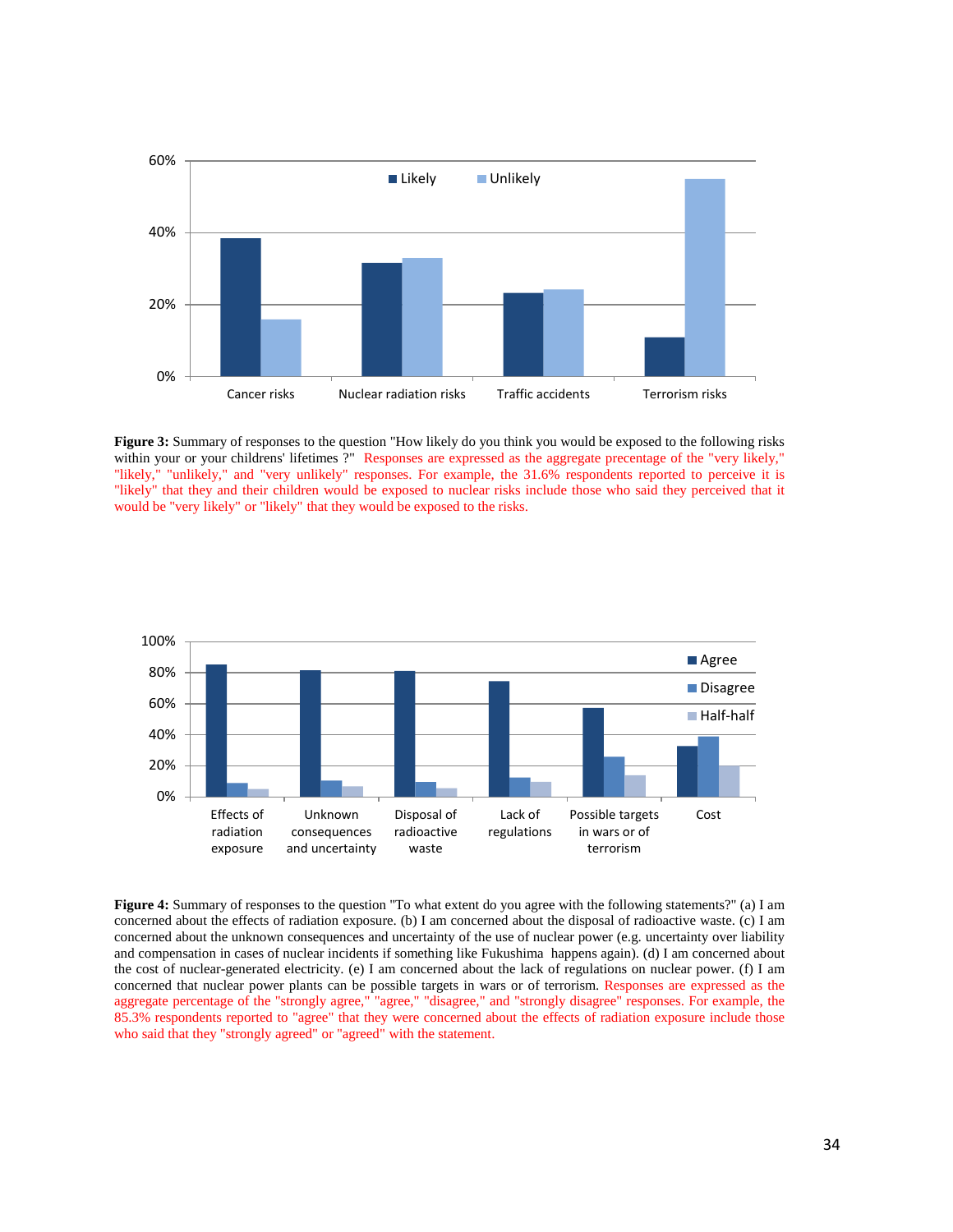**Figure 3:** Summary of responses to the question "How likely do you think you would be exposed to the following risks within your or your childrens' lifetimes ?" Responses are expressed as the aggregate precentage of the "very likely," "likely," "unlikely," and "very unlikely" responses. For example, the 31.6% respondents reported to perceive it is "likely" that they and their children would be exposed to nuclear risks include those who said they perceived that it would be "very likely" or "likely" that they would be exposed to the risks.

**Figure 4:** Summary of responses to the question "To what extent do you agree with the following statements?" (a) I am concerned about the effects of radiation exposure. (b) I am concerned about the disposal of radioactive waste. (c) I am concerned about the unknown consequences and uncertainty of the use of nuclear power (e.g. uncertainty over liability and compensation in cases of nuclear incidents if something like Fukushima happens again). (d) I am concerned about the cost of nuclear-generated electricity. (e) I am concerned about the lack of regulations on nuclear power. (f) I am concerned that nuclear power plants can be possible targets in wars or of terrorism. Responses are expressed as the aggregate percentage of the "strongly agree," "agree," "disagree," and "strongly disagree" responses. For example, the 85.3% respondents reported to "agree" that they were concerned about the effects of radiation exposure include those who said that they "strongly agreed" or "agreed" with the statement.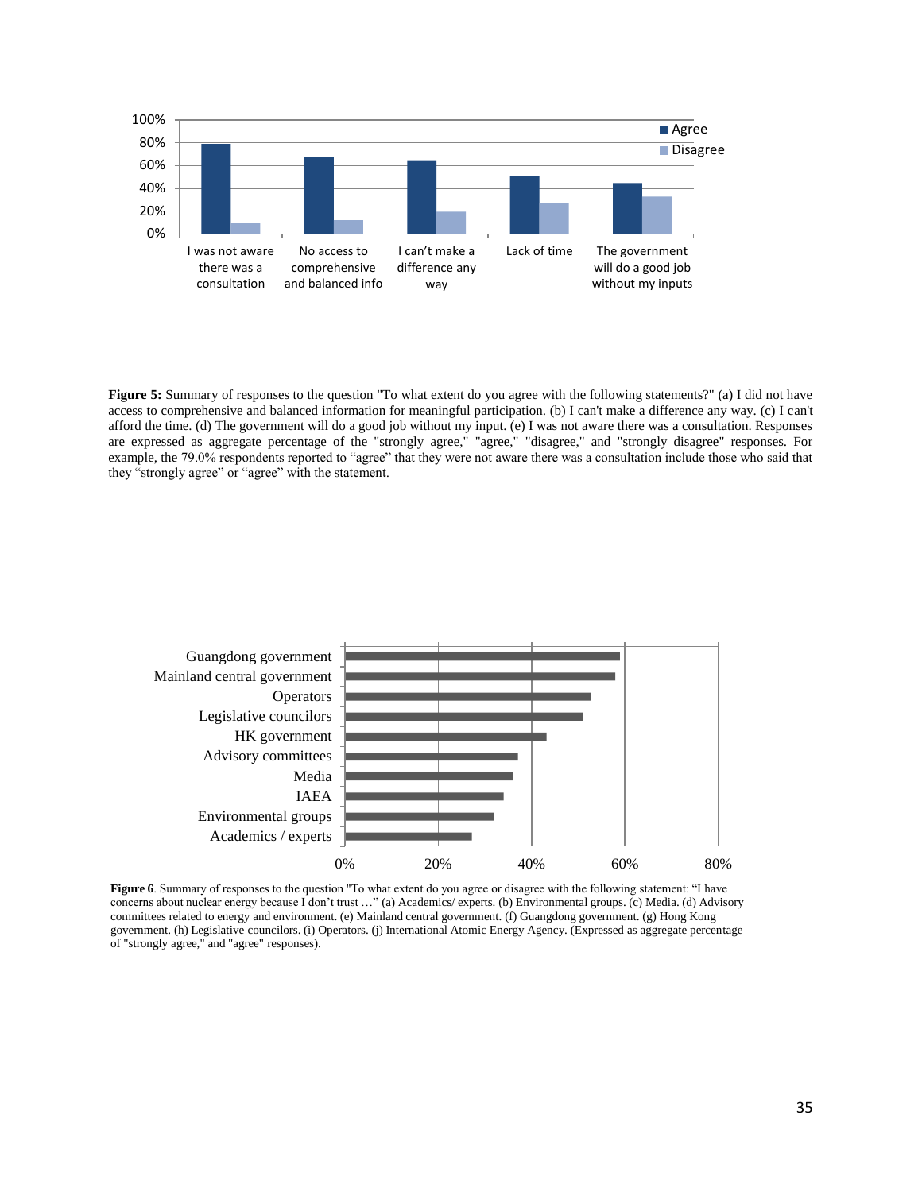**Figure 5:** Summary of responses to the question "To what extent do you agree with the following statements?" (a) I did not have access to comprehensive and balanced information for meaningful participation. (b) I can't make a difference any way. (c) I can't afford the time. (d) The government will do a good job without my input. (e) I was not aware there was a consultation. Responses are expressed as aggregate percentage of the "strongly agree," "agree," "disagree," and "strongly disagree" responses. For example, the 79.0% respondents reported to "agree" that they were not aware there was a consultation include those who said that they "strongly agree" or "agree" with the statement.

**Figure 6**. Summary of responses to the question "To what extent do you agree or disagree with the following statement: "I have concerns about nuclear energy because I don't trust …" (a) Academics/ experts. (b) Environmental groups. (c) Media. (d) Advisory committees related to energy and environment. (e) Mainland central government. (f) Guangdong government. (g) Hong Kong government. (h) Legislative councilors. (i) Operators. (j) International Atomic Energy Agency. (Expressed as aggregate percentage of "strongly agreed," and "agree" responses).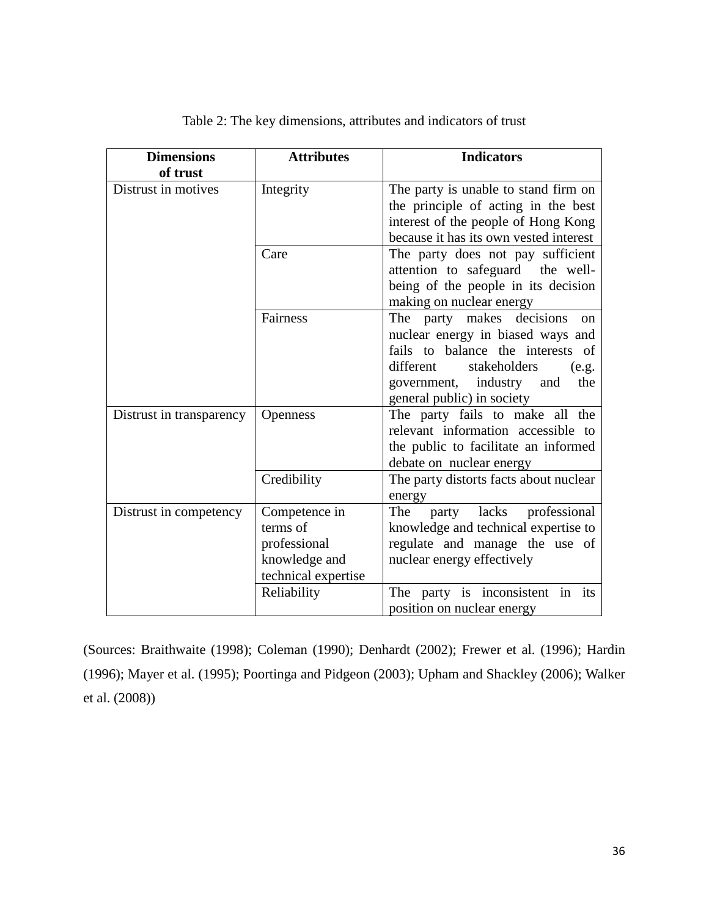Table 2: The key dimensions, attributes and indicators of trust

| Dimensions of trust | Attributes | Indicators |
|---|---|---|
| Distrust in motives | Integrity | The party is unable to stand firm on the principle of acting in the best interest of the people of Hong Kong because it has its own vested interest |
| | Care | The party does not pay sufficient attention to safeguard the well-being of the people in its decision making on nuclear energy |
| | Fairness | The party makes decisions on nuclear energy in biased ways and fails to balance the interests of different stakeholders (e.g. government, industry and the general public) in society |
| Distrust in transparency | Openness | The party fails to make all the relevant information accessible to the public to facilitate an informed debate on nuclear energy |
| | Credibility | The party distorts facts about nuclear energy |
| Distrust in competency | Competence in terms of professional knowledge and technical expertise | The party lacks professional knowledge and technical expertise to regulate and manage the use of nuclear energy effectively |
| | Reliability | The party is inconsistent in its position on nuclear energy |

(Sources: Braithwaite (1998); Coleman (1990); Denhardt (2002); Frewer et al. (1996); Hardin (1996); Mayer et al. (1995); Poortinga and Pidgeon (2003); Upham and Shackley (2006); Walker et al. (2008))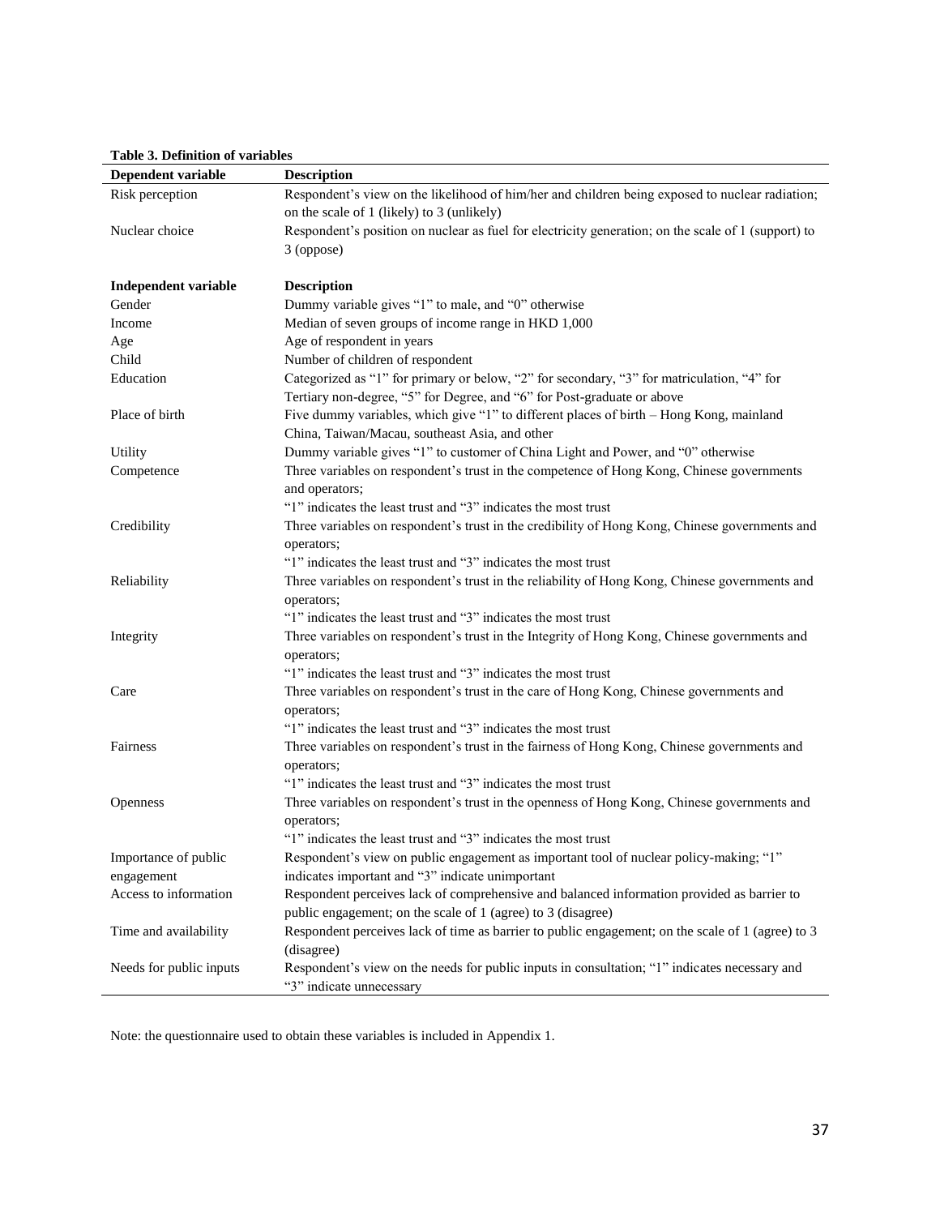**Table 3. Definition of variables**

| Dependent variable | Description |
|---|---|
| Risk perception | Respondent's view on the likelihood of him/her and children being exposed to nuclear radiation; on the scale of 1 (likely) to 3 (unlikely) |
| Nuclear choice | Respondent's position on nuclear as fuel for electricity generation; on the scale of 1 (support) to 3 (oppose) |
| **Independent variable** | **Description** |
| Gender | Dummy variable gives "1" to male, and "0" otherwise |
| Income | Median of seven groups of income range in HKD 1,000 |
| Age | Age of respondent in years |
| Child | Number of children of respondent |
| Education | Categorized as "1" for primary or below, "2" for secondary, "3" for matriculation, "4" for Tertiary non-degree, "5" for Degree, and "6" for Post-graduate or above |
| Place of birth | Five dummy variables, which give "1" to different places of birth – Hong Kong, mainland China, Taiwan/Macau, southeast Asia, and other |
| Utility | Dummy variable gives "1" to customer of China Light and Power, and "0" otherwise |
| Competence | Three variables on respondent's trust in the competence of Hong Kong, Chinese governments and operators; "1" indicates the least trust and "3" indicates the most trust |
| Credibility | Three variables on respondent's trust in the credibility of Hong Kong, Chinese governments and operators; "1" indicates the least trust and "3" indicates the most trust |
| Reliability | Three variables on respondent's trust in the reliability of Hong Kong, Chinese governments and operators; "1" indicates the least trust and "3" indicates the most trust |
| Integrity | Three variables on respondent's trust in the Integrity of Hong Kong, Chinese governments and operators; "1" indicates the least trust and "3" indicates the most trust |
| Care | Three variables on respondent's trust in the care of Hong Kong, Chinese governments and operators; "1" indicates the least trust and "3" indicates the most trust |
| Fairness | Three variables on respondent's trust in the fairness of Hong Kong, Chinese governments and operators; "1" indicates the least trust and "3" indicates the most trust |
| Openness | Three variables on respondent's trust in the openness of Hong Kong, Chinese governments and operators; "1" indicates the least trust and "3" indicates the most trust |
| Importance of public engagement | Respondent's view on public engagement as important tool of nuclear policy-making; "1" indicates important and "3" indicate unimportant |
| Access to information | Respondent perceives lack of comprehensive and balanced information provided as barrier to public engagement; on the scale of 1 (agree) to 3 (disagree) |
| Time and availability | Respondent perceives lack of time as barrier to public engagement; on the scale of 1 (agree) to 3 (disagree) |
| Needs for public inputs | Respondent's view on the needs for public inputs in consultation; "1" indicates necessary and "3" indicate unnecessary |

Note: the questionnaire used to obtain these variables is included in Appendix 1.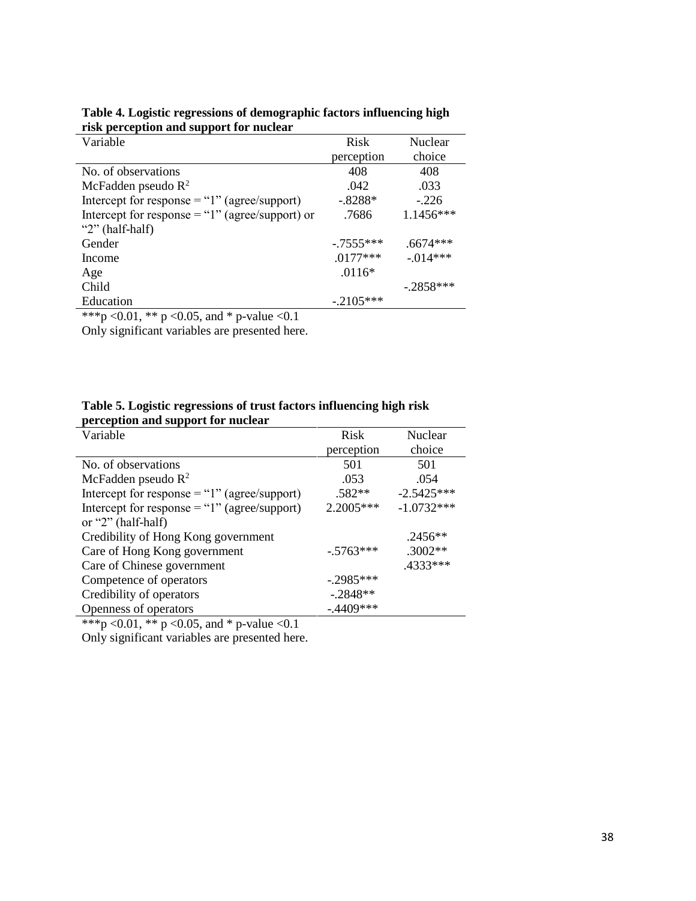**Table 4. Logistic regressions of demographic factors influencing high risk perception and support for nuclear**

| Variable | Risk perception | Nuclear choice |
|---|---|---|
| No. of observations | 408 | 408 |
| McFadden pseudo $R^2$ | .042 | .033 |
| Intercept for response = “1” (agree/support) | -.8288* | -.226 |
| Intercept for response = “1” (agree/support) or “2” (half-half) | .7686 | 1.1456*** |
| Gender | -.7555*** | .6674*** |
| Income | .0177*** | -.014*** |
| Age | .0116* | |
| Child | | -.2858*** |
| Education | -.2105*** | |

***p <0.01, ** p <0.05, and * p-value <0.1

Only significant variables are presented here.

**Table 5. Logistic regressions of trust factors influencing high risk perception and support for nuclear**

| Variable | Risk perception | Nuclear choice |
|---|---|---|
| No. of observations | 501 | 501 |
| McFadden pseudo $R^2$ | .053 | .054 |
| Intercept for response = “1” (agree/support) | .582** | -2.5425*** |
| Intercept for response = “1” (agree/support) or “2” (half-half) | 2.2005*** | -1.0732*** |
| Credibility of Hong Kong government | | .2456** |
| Care of Hong Kong government | -.5763*** | .3002** |
| Care of Chinese government | | .4333*** |
| Competence of operators | -.2985*** | |
| Credibility of operators | -.2848** | |
| Openness of operators | -.4409*** | |

***p <0.01, ** p <0.05, and * p-value <0.1

Only significant variables are presented here.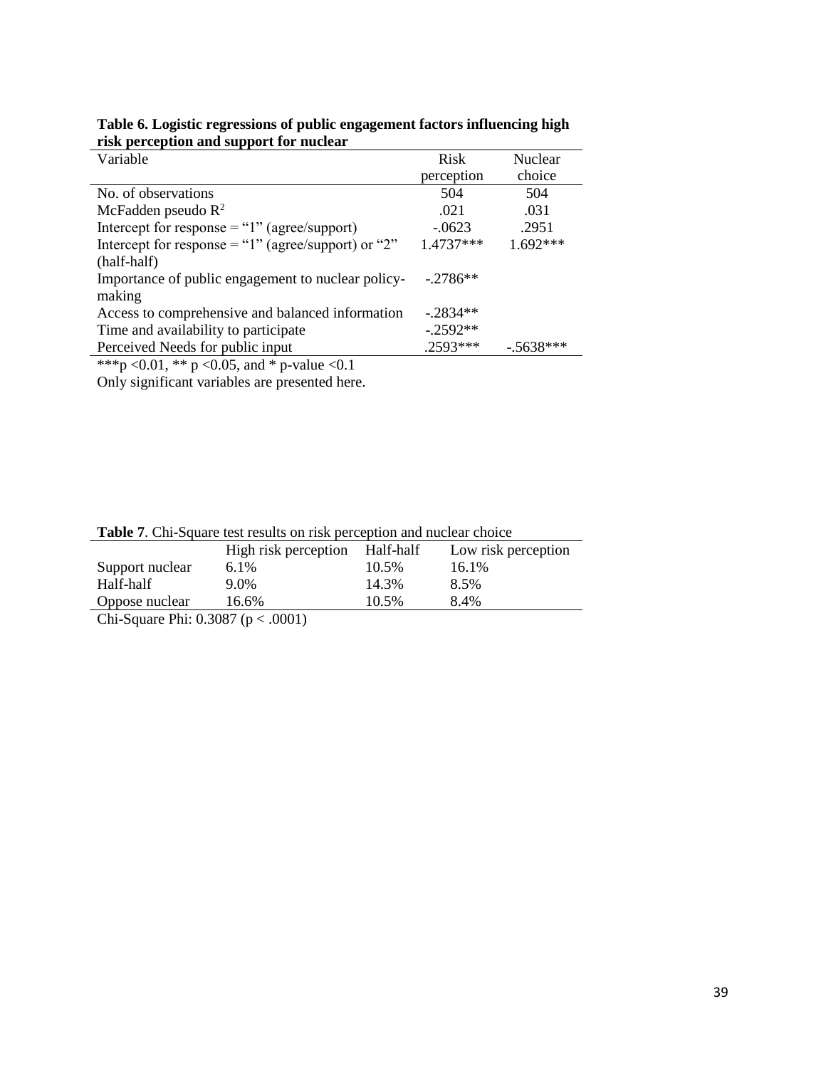**Table 6. Logistic regressions of public engagement factors influencing high risk perception and support for nuclear**

| Variable | Risk perception | Nuclear choice |
|---|---|---|
| No. of observations | 504 | 504 |
| McFadden pseudo $R^2$ | .021 | .031 |
| Intercept for response = "1" (agree/support) | -.0623 | .2951 |
| Intercept for response = "1" (agree/support) or "2" (half-half) | 1.4737*** | 1.692*** |
| Importance of public engagement to nuclear policy-making | -.2786** | |
| Access to comprehensive and balanced information | -.2834** | |
| Time and availability to participate | -.2592** | |
| Perceived Needs for public input | .2593*** | -.5638*** |

***p <0.01, ** p <0.05, and * p-value <0.1

Only significant variables are presented here.

**Table 7**. Chi-Square test results on risk perception and nuclear choice

| | High risk perception | Half-half | Low risk perception |
|---|---|---|---|
| Support nuclear | 6.1% | 10.5% | 16.1% |
| Half-half | 9.0% | 14.3% | 8.5% |
| Oppose nuclear | 16.6% | 10.5% | 8.4% |

Chi-Square Phi: 0.3087 ($p < .0001$)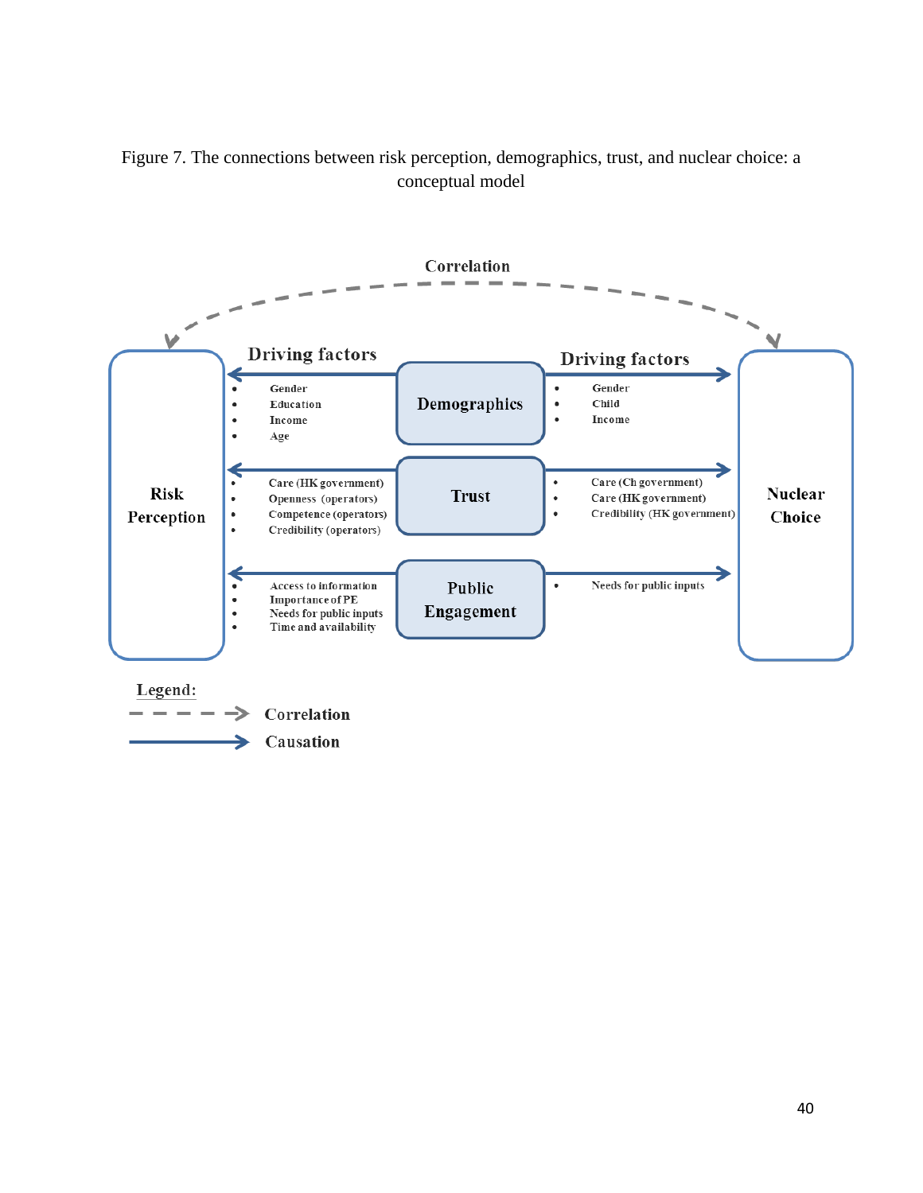Figure 7. The connections between risk perception, demographics, trust, and nuclear choice: a conceptual model

Correlation

Risk Perception

Driving factors

- Gender
- Education
- Income
- Age

Demographics

Driving factors

- Gender
- Child
- Income

Nuclear Choice

- Care (HK government)
- Openness (operators)
- Competence (operators)
- Credibility (operators)

Trust

- Care (Ch government)
- Care (HK government)
- Credibility (HK government)

- Access to information
- Importance of PE
- Needs for public inputs
- Time and availability

Public Engagement

- Needs for public inputs

Legend:

Correlation

Causation